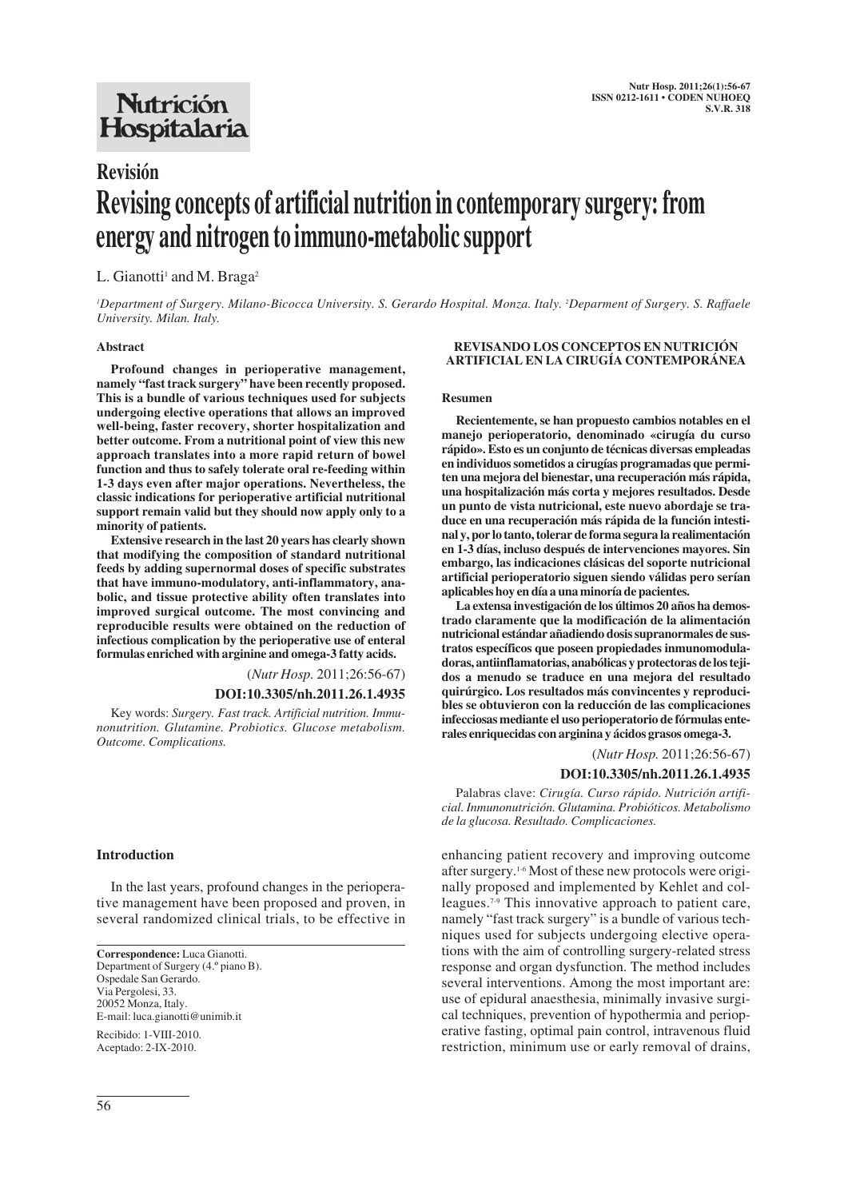**Revisión**

# Revising concepts of artificial nutrition in contemporary surgery: from energy and nitrogen to immuno-metabolic support

L. Gianotti[1] and M. Braga[2]

[1]Department of Surgery. Milano-Bicocca University. S. Gerardo Hospital. Monza. Italy. [2]Deparment of Surgery. S. Raffaele University. Milan. Italy.

## Abstract

**Profound changes in perioperative management, namely "fast track surgery" have been recently proposed. This is a bundle of various techniques used for subjects undergoing elective operations that allows an improved well-being, faster recovery, shorter hospitalization and better outcome. From a nutritional point of view this new approach translates into a more rapid return of bowel function and thus to safely tolerate oral re-feeding within 1-3 days even after major operations. Nevertheless, the classic indications for perioperative artificial nutritional support remain valid but they should now apply only to a minority of patients.**

**Extensive research in the last 20 years has clearly shown that modifying the composition of standard nutritional feeds by adding supernormal doses of specific substrates that have immuno-modulatory, anti-inflammatory, anabolic, and tissue protective ability often translates into improved surgical outcome. The most convincing and reproducible results were obtained on the reduction of infectious complication by the perioperative use of enteral formulas enriched with arginine and omega-3 fatty acids.**

(*Nutr Hosp.* 2011;26:56-67)

**DOI:10.3305/nh.2011.26.1.4935**

Key words: *Surgery. Fast track. Artificial nutrition. Immunonutrition. Glutamine. Probiotics. Glucose metabolism. Outcome. Complications.*

## REVISANDO LOS CONCEPTOS EN NUTRICIÓN ARTIFICIAL EN LA CIRUGÍA CONTEMPORÁNEA

### Resumen

**Recientemente, se han propuesto cambios notables en el manejo perioperatorio, denominado «cirugía du curso rápido». Esto es un conjunto de técnicas diversas empleadas en individuos sometidos a cirugías programadas que permiten una mejora del bienestar, una recuperación más rápida, una hospitalización más corta y mejores resultados. Desde un punto de vista nutricional, este nuevo abordaje se traduce en una recuperación más rápida de la función intestinal y, por lo tanto, tolerar de forma segura la realimentación en 1-3 días, incluso después de intervenciones mayores. Sin embargo, las indicaciones clásicas del soporte nutricional artificial perioperatorio siguen siendo válidas pero serían aplicables hoy en día a una minoría de pacientes.**

**La extensa investigación de los últimos 20 años ha demostrado claramente que la modificación de la alimentación nutricional estándar añadiendo dosis supranormales de sustratos específicos que poseen propiedades inmunomoduladoras, antiinflamatorias, anabólicas y protectoras de los tejidos a menudo se traduce en una mejora del resultado quirúrgico. Los resultados más convincentes y reproducibles se obtuvieron con la reducción de las complicaciones infecciosas mediante el uso perioperatorio de fórmulas enterales enriquecidas con arginina y ácidos grasos omega-3.**

(*Nutr Hosp.* 2011;26:56-67)

**DOI:10.3305/nh.2011.26.1.4935**

Palabras clave: *Cirugía. Curso rápido. Nutrición artificial. Inmunonutrición. Glutamina. Probióticos. Metabolismo de la glucosa. Resultado. Complicaciones.*

**Correspondence:** Luca Gianotti.
Department of Surgery (4.º piano B).
Ospedale San Gerardo.
Via Pergolesi, 33.
20052 Monza, Italy.
E-mail: luca.gianotti@unimib.it

Recibido: 1-VIII-2010.
Aceptado: 2-IX-2010.

## Introduction

In the last years, profound changes in the perioperative management have been proposed and proven, in several randomized clinical trials, to be effective in enhancing patient recovery and improving outcome after surgery.[1-6] Most of these new protocols were originally proposed and implemented by Kehlet and colleagues.[7-9] This innovative approach to patient care, namely "fast track surgery" is a bundle of various techniques used for subjects undergoing elective operations with the aim of controlling surgery-related stress response and organ dysfunction. The method includes several interventions. Among the most important are: use of epidural anaesthesia, minimally invasive surgical techniques, prevention of hypothermia and perioperative fasting, optimal pain control, intravenous fluid restriction, minimum use or early removal of drains,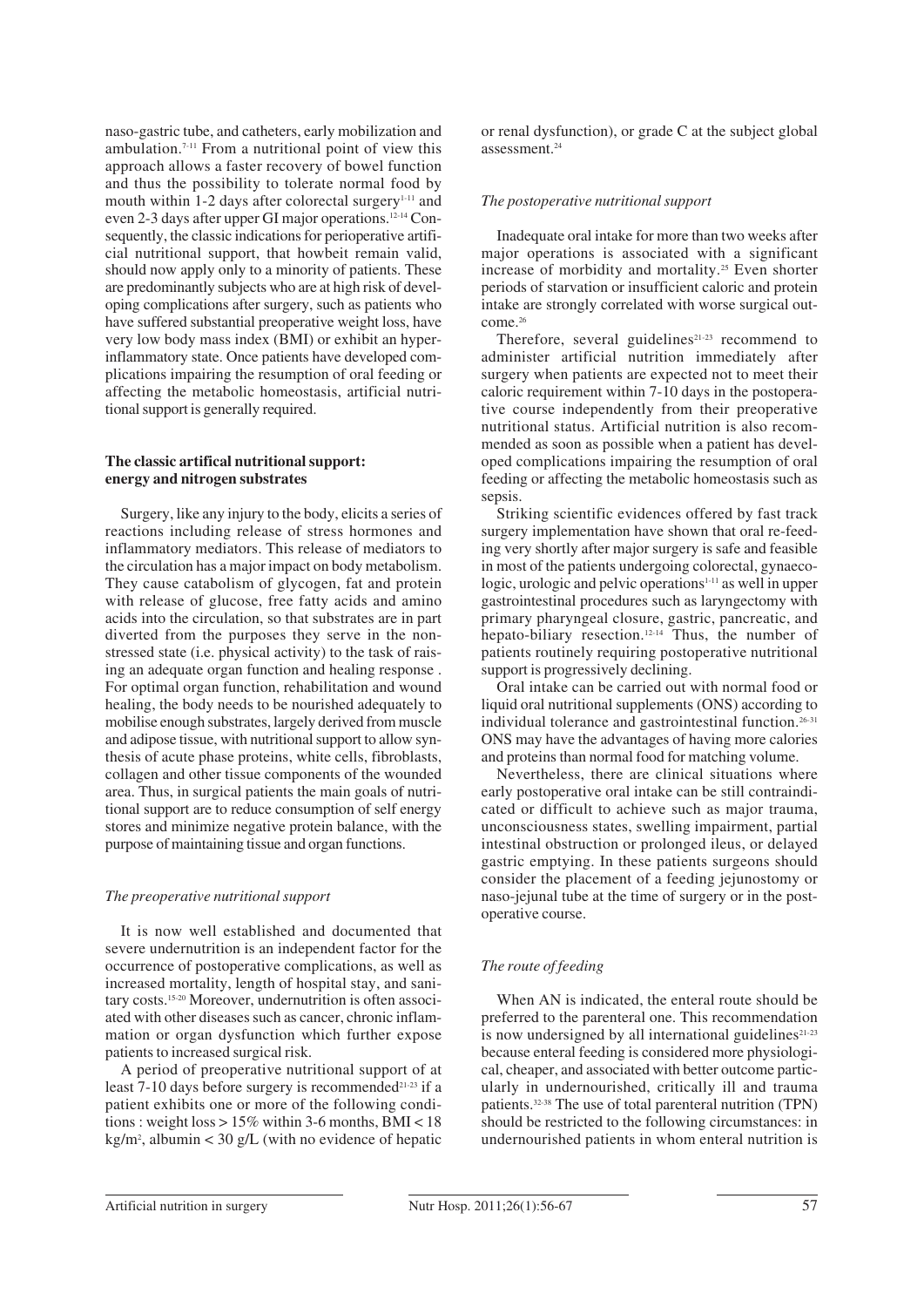naso-gastric tube, and catheters, early mobilization and ambulation.[7-11] From a nutritional point of view this approach allows a faster recovery of bowel function and thus the possibility to tolerate normal food by mouth within 1-2 days after colorectal surgery[1-11] and even 2-3 days after upper GI major operations.[12-14] Consequently, the classic indications for perioperative artificial nutritional support, that howbeit remain valid, should now apply only to a minority of patients. These are predominantly subjects who are at high risk of developing complications after surgery, such as patients who have suffered substantial preoperative weight loss, have very low body mass index (BMI) or exhibit an hyperinflammatory state. Once patients have developed complications impairing the resumption of oral feeding or affecting the metabolic homeostasis, artificial nutritional support is generally required.

## The classic artifical nutritional support: energy and nitrogen substrates

Surgery, like any injury to the body, elicits a series of reactions including release of stress hormones and inflammatory mediators. This release of mediators to the circulation has a major impact on body metabolism. They cause catabolism of glycogen, fat and protein with release of glucose, free fatty acids and amino acids into the circulation, so that substrates are in part diverted from the purposes they serve in the non-stressed state (i.e. physical activity) to the task of raising an adequate organ function and healing response . For optimal organ function, rehabilitation and wound healing, the body needs to be nourished adequately to mobilise enough substrates, largely derived from muscle and adipose tissue, with nutritional support to allow synthesis of acute phase proteins, white cells, fibroblasts, collagen and other tissue components of the wounded area. Thus, in surgical patients the main goals of nutritional support are to reduce consumption of self energy stores and minimize negative protein balance, with the purpose of maintaining tissue and organ functions.

### *The preoperative nutritional support*

It is now well established and documented that severe undernutrition is an independent factor for the occurrence of postoperative complications, as well as increased mortality, length of hospital stay, and sanitary costs.[15-20] Moreover, undernutrition is often associated with other diseases such as cancer, chronic inflammation or organ dysfunction which further expose patients to increased surgical risk.

A period of preoperative nutritional support of at least 7-10 days before surgery is recommended[21-23] if a patient exhibits one or more of the following conditions : weight loss > 15% within 3-6 months, BMI < 18 $kg/m^2$, albumin < 30 g/L (with no evidence of hepatic or renal dysfunction), or grade C at the subject global assessment.[24]

### *The postoperative nutritional support*

Inadequate oral intake for more than two weeks after major operations is associated with a significant increase of morbidity and mortality.[25] Even shorter periods of starvation or insufficient caloric and protein intake are strongly correlated with worse surgical outcome.[26]

Therefore, several guidelines[21-23] recommend to administer artificial nutrition immediately after surgery when patients are expected not to meet their caloric requirement within 7-10 days in the postoperative course independently from their preoperative nutritional status. Artificial nutrition is also recommended as soon as possible when a patient has developed complications impairing the resumption of oral feeding or affecting the metabolic homeostasis such as sepsis.

Striking scientific evidences offered by fast track surgery implementation have shown that oral re-feeding very shortly after major surgery is safe and feasible in most of the patients undergoing colorectal, gynaecologic, urologic and pelvic operations[1-11] as well in upper gastrointestinal procedures such as laryngectomy with primary pharyngeal closure, gastric, pancreatic, and hepato-biliary resection.[12-14] Thus, the number of patients routinely requiring postoperative nutritional support is progressively declining.

Oral intake can be carried out with normal food or liquid oral nutritional supplements (ONS) according to individual tolerance and gastrointestinal function.[26-31] ONS may have the advantages of having more calories and proteins than normal food for matching volume.

Nevertheless, there are clinical situations where early postoperative oral intake can be still contraindicated or difficult to achieve such as major trauma, unconsciousness states, swelling impairment, partial intestinal obstruction or prolonged ileus, or delayed gastric emptying. In these patients surgeons should consider the placement of a feeding jejunostomy or naso-jejunal tube at the time of surgery or in the postoperative course.

### *The route of feeding*

When AN is indicated, the enteral route should be preferred to the parenteral one. This recommendation is now undersigned by all international guidelines[21-23] because enteral feeding is considered more physiological, cheaper, and associated with better outcome particularly in undernourished, critically ill and trauma patients.[32-38] The use of total parenteral nutrition (TPN) should be restricted to the following circumstances: in undernourished patients in whom enteral nutrition is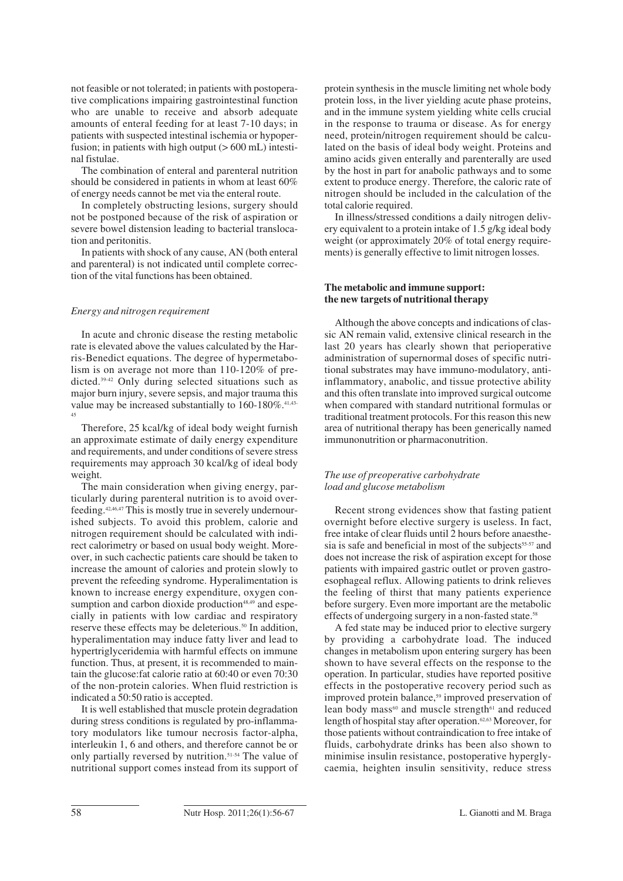not feasible or not tolerated; in patients with postoperative complications impairing gastrointestinal function who are unable to receive and absorb adequate amounts of enteral feeding for at least 7-10 days; in patients with suspected intestinal ischemia or hypoperfusion; in patients with high output (> 600 mL) intestinal fistulae.

The combination of enteral and parenteral nutrition should be considered in patients in whom at least 60% of energy needs cannot be met via the enteral route.

In completely obstructing lesions, surgery should not be postponed because of the risk of aspiration or severe bowel distension leading to bacterial translocation and peritonitis.

In patients with shock of any cause, AN (both enteral and parenteral) is not indicated until complete correction of the vital functions has been obtained.

### *Energy and nitrogen requirement*

In acute and chronic disease the resting metabolic rate is elevated above the values calculated by the Harris-Benedict equations. The degree of hypermetabolism is on average not more than 110-120% of predicted.[39-42] Only during selected situations such as major burn injury, severe sepsis, and major trauma this value may be increased substantially to 160-180%.[41,43-45]

Therefore, 25 kcal/kg of ideal body weight furnish an approximate estimate of daily energy expenditure and requirements, and under conditions of severe stress requirements may approach 30 kcal/kg of ideal body weight.

The main consideration when giving energy, particularly during parenteral nutrition is to avoid overfeeding.[42,46,47] This is mostly true in severely undernourished subjects. To avoid this problem, calorie and nitrogen requirement should be calculated with indirect calorimetry or based on usual body weight. Moreover, in such cachectic patients care should be taken to increase the amount of calories and protein slowly to prevent the refeeding syndrome. Hyperalimentation is known to increase energy expenditure, oxygen consumption and carbon dioxide production[48,49] and especially in patients with low cardiac and respiratory reserve these effects may be deleterious.[50] In addition, hyperalimentation may induce fatty liver and lead to hypertriglyceridemia with harmful effects on immune function. Thus, at present, it is recommended to maintain the glucose:fat calorie ratio at 60:40 or even 70:30 of the non-protein calories. When fluid restriction is indicated a 50:50 ratio is accepted.

It is well established that muscle protein degradation during stress conditions is regulated by pro-inflammatory modulators like tumour necrosis factor-alpha, interleukin 1, 6 and others, and therefore cannot be or only partially reversed by nutrition.[51-54] The value of nutritional support comes instead from its support of protein synthesis in the muscle limiting net whole body protein loss, in the liver yielding acute phase proteins, and in the immune system yielding white cells crucial in the response to trauma or disease. As for energy need, protein/nitrogen requirement should be calculated on the basis of ideal body weight. Proteins and amino acids given enterally and parenterally are used by the host in part for anabolic pathways and to some extent to produce energy. Therefore, the caloric rate of nitrogen should be included in the calculation of the total calorie required.

In illness/stressed conditions a daily nitrogen delivery equivalent to a protein intake of 1.5 g/kg ideal body weight (or approximately 20% of total energy requirements) is generally effective to limit nitrogen losses.

## The metabolic and immune support: the new targets of nutritional therapy

Although the above concepts and indications of classic AN remain valid, extensive clinical research in the last 20 years has clearly shown that perioperative administration of supernormal doses of specific nutritional substrates may have immuno-modulatory, anti-inflammatory, anabolic, and tissue protective ability and this often translate into improved surgical outcome when compared with standard nutritional formulas or traditional treatment protocols. For this reason this new area of nutritional therapy has been generically named immunonutrition or pharmaconutrition.

### *The use of preoperative carbohydrate load and glucose metabolism*

Recent strong evidences show that fasting patient overnight before elective surgery is useless. In fact, free intake of clear fluids until 2 hours before anaesthesia is safe and beneficial in most of the subjects[55-57] and does not increase the risk of aspiration except for those patients with impaired gastric outlet or proven gastro-esophageal reflux. Allowing patients to drink relieves the feeling of thirst that many patients experience before surgery. Even more important are the metabolic effects of undergoing surgery in a non-fasted state.[58]

A fed state may be induced prior to elective surgery by providing a carbohydrate load. The induced changes in metabolism upon entering surgery has been shown to have several effects on the response to the operation. In particular, studies have reported positive effects in the postoperative recovery period such as improved protein balance,[59] improved preservation of lean body mass[60] and muscle strength[61] and reduced length of hospital stay after operation.[62,63] Moreover, for those patients without contraindication to free intake of fluids, carbohydrate drinks has been also shown to minimise insulin resistance, postoperative hyperglycaemia, heighten insulin sensitivity, reduce stress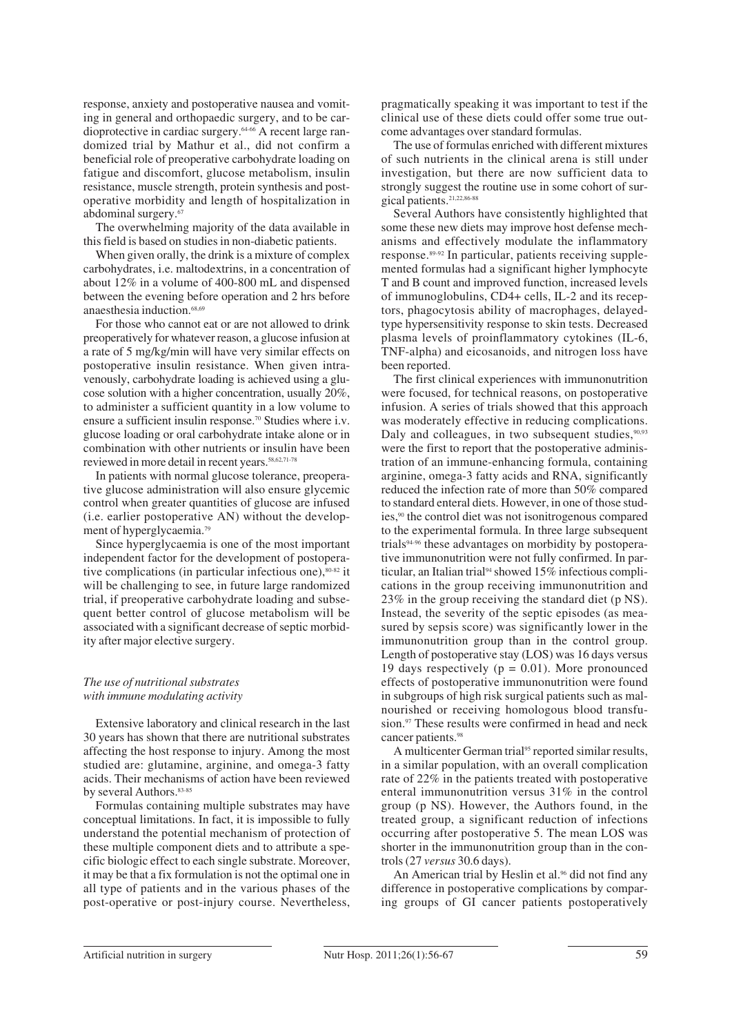response, anxiety and postoperative nausea and vomiting in general and orthopaedic surgery, and to be cardioprotective in cardiac surgery.[64-66] A recent large randomized trial by Mathur et al., did not confirm a beneficial role of preoperative carbohydrate loading on fatigue and discomfort, glucose metabolism, insulin resistance, muscle strength, protein synthesis and postoperative morbidity and length of hospitalization in abdominal surgery.[67]

The overwhelming majority of the data available in this field is based on studies in non-diabetic patients.

When given orally, the drink is a mixture of complex carbohydrates, i.e. maltodextrins, in a concentration of about 12% in a volume of 400-800 mL and dispensed between the evening before operation and 2 hrs before anaesthesia induction.[68,69]

For those who cannot eat or are not allowed to drink preoperatively for whatever reason, a glucose infusion at a rate of 5 mg/kg/min will have very similar effects on postoperative insulin resistance. When given intravenously, carbohydrate loading is achieved using a glucose solution with a higher concentration, usually 20%, to administer a sufficient quantity in a low volume to ensure a sufficient insulin response.[70] Studies where i.v. glucose loading or oral carbohydrate intake alone or in combination with other nutrients or insulin have been reviewed in more detail in recent years.[58,62,71-78]

In patients with normal glucose tolerance, preoperative glucose administration will also ensure glycemic control when greater quantities of glucose are infused (i.e. earlier postoperative AN) without the development of hyperglycaemia.[79]

Since hyperglycaemia is one of the most important independent factor for the development of postoperative complications (in particular infectious one),[80-82] it will be challenging to see, in future large randomized trial, if preoperative carbohydrate loading and subsequent better control of glucose metabolism will be associated with a significant decrease of septic morbidity after major elective surgery.

### *The use of nutritional substrates with immune modulating activity*

Extensive laboratory and clinical research in the last 30 years has shown that there are nutritional substrates affecting the host response to injury. Among the most studied are: glutamine, arginine, and omega-3 fatty acids. Their mechanisms of action have been reviewed by several Authors.[83-85]

Formulas containing multiple substrates may have conceptual limitations. In fact, it is impossible to fully understand the potential mechanism of protection of these multiple component diets and to attribute a specific biologic effect to each single substrate. Moreover, it may be that a fix formulation is not the optimal one in all type of patients and in the various phases of the post-operative or post-injury course. Nevertheless, pragmatically speaking it was important to test if the clinical use of these diets could offer some true outcome advantages over standard formulas.

The use of formulas enriched with different mixtures of such nutrients in the clinical arena is still under investigation, but there are now sufficient data to strongly suggest the routine use in some cohort of surgical patients.[21,22,86-88]

Several Authors have consistently highlighted that some these new diets may improve host defense mechanisms and effectively modulate the inflammatory response.[89-92] In particular, patients receiving supplemented formulas had a significant higher lymphocyte T and B count and improved function, increased levels of immunoglobulins, CD4+ cells, IL-2 and its receptors, phagocytosis ability of macrophages, delayed-type hypersensitivity response to skin tests. Decreased plasma levels of proinflammatory cytokines (IL-6, TNF-alpha) and eicosanoids, and nitrogen loss have been reported.

The first clinical experiences with immunonutrition were focused, for technical reasons, on postoperative infusion. A series of trials showed that this approach was moderately effective in reducing complications. Daly and colleagues, in two subsequent studies,[90,93] were the first to report that the postoperative administration of an immune-enhancing formula, containing arginine, omega-3 fatty acids and RNA, significantly reduced the infection rate of more than 50% compared to standard enteral diets. However, in one of those studies,[90] the control diet was not isonitrogenous compared to the experimental formula. In three large subsequent trials[94-96] these advantages on morbidity by postoperative immunonutrition were not fully confirmed. In particular, an Italian trial[94] showed 15% infectious complications in the group receiving immunonutrition and 23% in the group receiving the standard diet (p NS). Instead, the severity of the septic episodes (as measured by sepsis score) was significantly lower in the immunonutrition group than in the control group. Length of postoperative stay (LOS) was 16 days versus 19 days respectively ($p = 0.01$). More pronounced effects of postoperative immunonutrition were found in subgroups of high risk surgical patients such as malnourished or receiving homologous blood transfusion.[97] These results were confirmed in head and neck cancer patients.[98]

A multicenter German trial[95] reported similar results, in a similar population, with an overall complication rate of 22% in the patients treated with postoperative enteral immunonutrition versus 31% in the control group (p NS). However, the Authors found, in the treated group, a significant reduction of infections occurring after postoperative 5. The mean LOS was shorter in the immunonutrition group than in the controls (27 *versus* 30.6 days).

An American trial by Heslin et al.[96] did not find any difference in postoperative complications by comparing groups of GI cancer patients postoperatively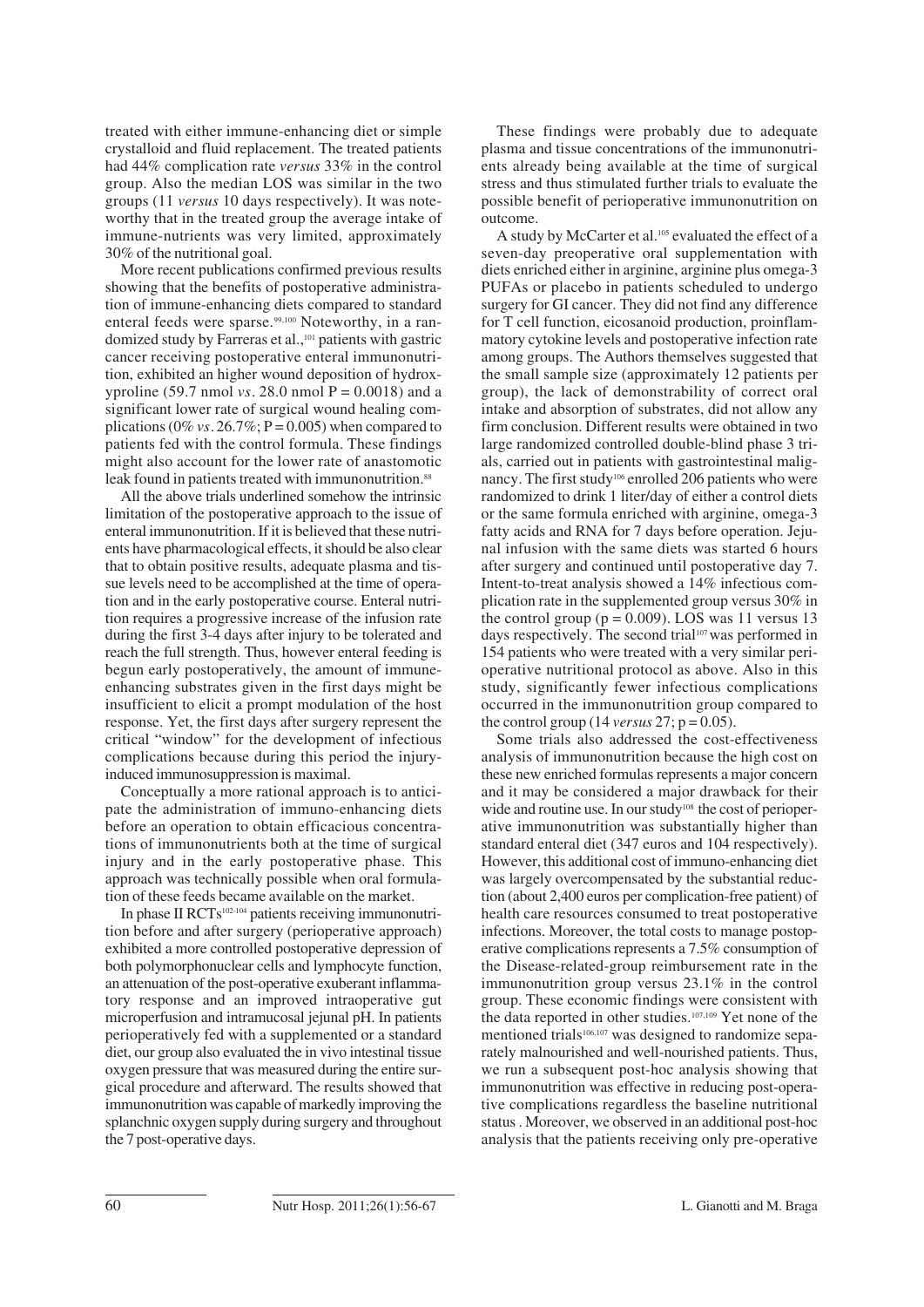treated with either immune-enhancing diet or simple crystalloid and fluid replacement. The treated patients had 44% complication rate *versus* 33% in the control group. Also the median LOS was similar in the two groups (11 *versus* 10 days respectively). It was noteworthy that in the treated group the average intake of immune-nutrients was very limited, approximately 30% of the nutritional goal.

More recent publications confirmed previous results showing that the benefits of postoperative administration of immune-enhancing diets compared to standard enteral feeds were sparse.[99,100] Noteworthy, in a randomized study by Farreras et al.,[101] patients with gastric cancer receiving postoperative enteral immunonutrition, exhibited an higher wound deposition of hydroxyproline (59.7 nmol *vs*. 28.0 nmol P = 0.0018) and a significant lower rate of surgical wound healing complications (0% *vs*. 26.7%; P = 0.005) when compared to patients fed with the control formula. These findings might also account for the lower rate of anastomotic leak found in patients treated with immunonutrition.[88]

All the above trials underlined somehow the intrinsic limitation of the postoperative approach to the issue of enteral immunonutrition. If it is believed that these nutrients have pharmacological effects, it should be also clear that to obtain positive results, adequate plasma and tissue levels need to be accomplished at the time of operation and in the early postoperative course. Enteral nutrition requires a progressive increase of the infusion rate during the first 3-4 days after injury to be tolerated and reach the full strength. Thus, however enteral feeding is begun early postoperatively, the amount of immune-enhancing substrates given in the first days might be insufficient to elicit a prompt modulation of the host response. Yet, the first days after surgery represent the critical "window" for the development of infectious complications because during this period the injury-induced immunosuppression is maximal.

Conceptually a more rational approach is to anticipate the administration of immuno-enhancing diets before an operation to obtain efficacious concentrations of immunonutrients both at the time of surgical injury and in the early postoperative phase. This approach was technically possible when oral formulation of these feeds became available on the market.

In phase II RCTs[102-104] patients receiving immunonutrition before and after surgery (perioperative approach) exhibited a more controlled postoperative depression of both polymorphonuclear cells and lymphocyte function, an attenuation of the post-operative exuberant inflammatory response and an improved intraoperative gut microperfusion and intramucosal jejunal pH. In patients perioperatively fed with a supplemented or a standard diet, our group also evaluated the in vivo intestinal tissue oxygen pressure that was measured during the entire surgical procedure and afterward. The results showed that immunonutrition was capable of markedly improving the splanchnic oxygen supply during surgery and throughout the 7 post-operative days.

These findings were probably due to adequate plasma and tissue concentrations of the immunonutrients already being available at the time of surgical stress and thus stimulated further trials to evaluate the possible benefit of perioperative immunonutrition on outcome.

A study by McCarter et al.[105] evaluated the effect of a seven-day preoperative oral supplementation with diets enriched either in arginine, arginine plus omega-3 PUFAs or placebo in patients scheduled to undergo surgery for GI cancer. They did not find any difference for T cell function, eicosanoid production, proinflammatory cytokine levels and postoperative infection rate among groups. The Authors themselves suggested that the small sample size (approximately 12 patients per group), the lack of demonstrability of correct oral intake and absorption of substrates, did not allow any firm conclusion. Different results were obtained in two large randomized controlled double-blind phase 3 trials, carried out in patients with gastrointestinal malignancy. The first study[106] enrolled 206 patients who were randomized to drink 1 liter/day of either a control diets or the same formula enriched with arginine, omega-3 fatty acids and RNA for 7 days before operation. Jejunal infusion with the same diets was started 6 hours after surgery and continued until postoperative day 7. Intent-to-treat analysis showed a 14% infectious complication rate in the supplemented group versus 30% in the control group (p = 0.009). LOS was 11 versus 13 days respectively. The second trial[107] was performed in 154 patients who were treated with a very similar perioperative nutritional protocol as above. Also in this study, significantly fewer infectious complications occurred in the immunonutrition group compared to the control group (14 *versus* 27; p = 0.05).

Some trials also addressed the cost-effectiveness analysis of immunonutrition because the high cost on these new enriched formulas represents a major concern and it may be considered a major drawback for their wide and routine use. In our study[108] the cost of perioperative immunonutrition was substantially higher than standard enteral diet (347 euros and 104 respectively). However, this additional cost of immuno-enhancing diet was largely overcompensated by the substantial reduction (about 2,400 euros per complication-free patient) of health care resources consumed to treat postoperative infections. Moreover, the total costs to manage postoperative complications represents a 7.5% consumption of the Disease-related-group reimbursement rate in the immunonutrition group versus 23.1% in the control group. These economic findings were consistent with the data reported in other studies.[107,109] Yet none of the mentioned trials[106,107] was designed to randomize separately malnourished and well-nourished patients. Thus, we run a subsequent post-hoc analysis showing that immunonutrition was effective in reducing post-operative complications regardless the baseline nutritional status . Moreover, we observed in an additional post-hoc analysis that the patients receiving only pre-operative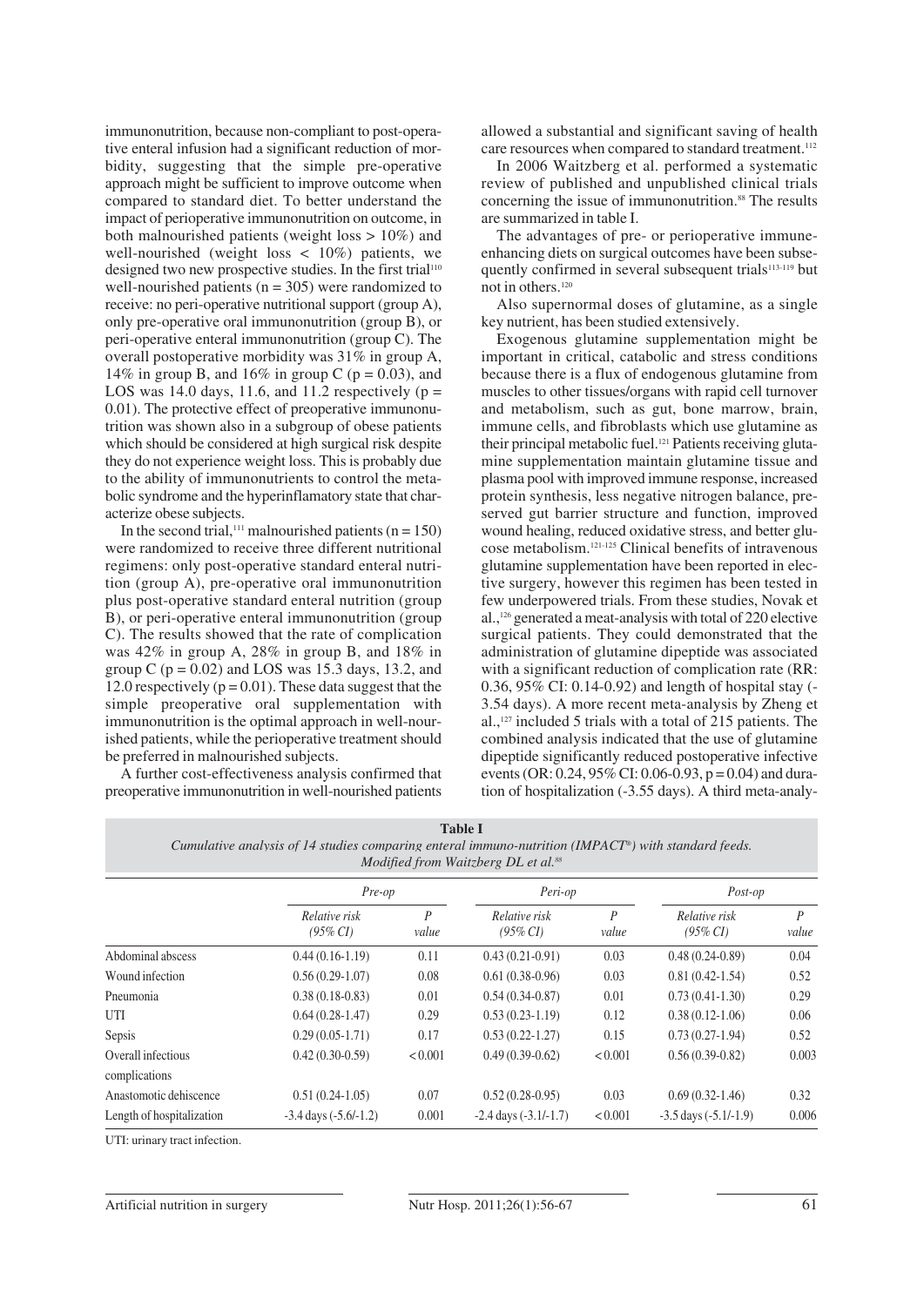immunonutrition, because non-compliant to post-operative enteral infusion had a significant reduction of morbidity, suggesting that the simple pre-operative approach might be sufficient to improve outcome when compared to standard diet. To better understand the impact of perioperative immunonutrition on outcome, in both malnourished patients (weight loss > 10%) and well-nourished (weight loss < 10%) patients, we designed two new prospective studies. In the first trial[110] well-nourished patients (n = 305) were randomized to receive: no peri-operative nutritional support (group A), only pre-operative oral immunonutrition (group B), or peri-operative enteral immunonutrition (group C). The overall postoperative morbidity was 31% in group A, 14% in group B, and 16% in group C (p = 0.03), and LOS was 14.0 days, 11.6, and 11.2 respectively (p = 0.01). The protective effect of preoperative immunonutrition was shown also in a subgroup of obese patients which should be considered at high surgical risk despite they do not experience weight loss. This is probably due to the ability of immunonutrients to control the metabolic syndrome and the hyperinflamatory state that characterize obese subjects.

In the second trial,[111] malnourished patients (n = 150) were randomized to receive three different nutritional regimens: only post-operative standard enteral nutrition (group A), pre-operative oral immunonutrition plus post-operative standard enteral nutrition (group B), or peri-operative enteral immunonutrition (group C). The results showed that the rate of complication was 42% in group A, 28% in group B, and 18% in group C (p = 0.02) and LOS was 15.3 days, 13.2, and 12.0 respectively (p = 0.01). These data suggest that the simple preoperative oral supplementation with immunonutrition is the optimal approach in well-nourished patients, while the perioperative treatment should be preferred in malnourished subjects.

A further cost-effectiveness analysis confirmed that preoperative immunonutrition in well-nourished patients allowed a substantial and significant saving of health care resources when compared to standard treatment.[112]

In 2006 Waitzberg et al. performed a systematic review of published and unpublished clinical trials concerning the issue of immunonutrition.[88] The results are summarized in table I.

The advantages of pre- or perioperative immune-enhancing diets on surgical outcomes have been subsequently confirmed in several subsequent trials[113-119] but not in others.[120]

Also supernormal doses of glutamine, as a single key nutrient, has been studied extensively.

Exogenous glutamine supplementation might be important in critical, catabolic and stress conditions because there is a flux of endogenous glutamine from muscles to other tissues/organs with rapid cell turnover and metabolism, such as gut, bone marrow, brain, immune cells, and fibroblasts which use glutamine as their principal metabolic fuel.[121] Patients receiving glutamine supplementation maintain glutamine tissue and plasma pool with improved immune response, increased protein synthesis, less negative nitrogen balance, preserved gut barrier structure and function, improved wound healing, reduced oxidative stress, and better glucose metabolism.[121-125] Clinical benefits of intravenous glutamine supplementation have been reported in elective surgery, however this regimen has been tested in few underpowered trials. From these studies, Novak et al.,[126] generated a meat-analysis with total of 220 elective surgical patients. They could demonstrated that the administration of glutamine dipeptide was associated with a significant reduction of complication rate (RR: 0.36, 95% CI: 0.14-0.92) and length of hospital stay (-3.54 days). A more recent meta-analysis by Zheng et al.,[127] included 5 trials with a total of 215 patients. The combined analysis indicated that the use of glutamine dipeptide significantly reduced postoperative infective events (OR: 0.24, 95% CI: 0.06-0.93, p = 0.04) and duration of hospitalization (-3.55 days). A third meta-analy-

**Table I**
*Cumulative analysis of 14 studies comparing enteral immuno-nutrition (IMPACT®) with standard feeds. Modified from Waitzberg DL et al.[88]*

| | *Pre-op* | | *Peri-op* | | *Post-op* | |
|---|---|---|---|---|---|---|
| | *Relative risk (95% CI)* | *P value* | *Relative risk (95% CI)* | *P value* | *Relative risk (95% CI)* | *P value* |
| Abdominal abscess | 0.44 (0.16-1.19) | 0.11 | 0.43 (0.21-0.91) | 0.03 | 0.48 (0.24-0.89) | 0.04 |
| Wound infection | 0.56 (0.29-1.07) | 0.08 | 0.61 (0.38-0.96) | 0.03 | 0.81 (0.42-1.54) | 0.52 |
| Pneumonia | 0.38 (0.18-0.83) | 0.01 | 0.54 (0.34-0.87) | 0.01 | 0.73 (0.41-1.30) | 0.29 |
| UTI | 0.64 (0.28-1.47) | 0.29 | 0.53 (0.23-1.19) | 0.12 | 0.38 (0.12-1.06) | 0.06 |
| Sepsis | 0.29 (0.05-1.71) | 0.17 | 0.53 (0.22-1.27) | 0.15 | 0.73 (0.27-1.94) | 0.52 |
| Overall infectious complications | 0.42 (0.30-0.59) | < 0.001 | 0.49 (0.39-0.62) | < 0.001 | 0.56 (0.39-0.82) | 0.003 |
| Anastomotic dehiscence | 0.51 (0.24-1.05) | 0.07 | 0.52 (0.28-0.95) | 0.03 | 0.69 (0.32-1.46) | 0.32 |
| Length of hospitalization | -3.4 days (-5.6/-1.2) | 0.001 | -2.4 days (-3.1/-1.7) | < 0.001 | -3.5 days (-5.1/-1.9) | 0.006 |

UTI: urinary tract infection.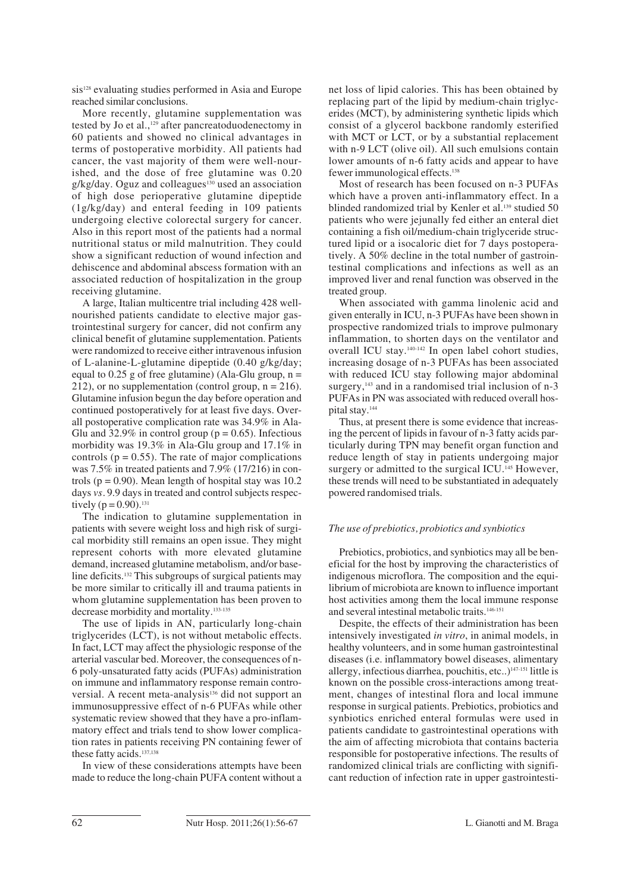sis[128] evaluating studies performed in Asia and Europe reached similar conclusions.

More recently, glutamine supplementation was tested by Jo et al.,[129] after pancreatoduodenectomy in 60 patients and showed no clinical advantages in terms of postoperative morbidity. All patients had cancer, the vast majority of them were well-nourished, and the dose of free glutamine was 0.20 g/kg/day. Oguz and colleagues[130] used an association of high dose perioperative glutamine dipeptide (1g/kg/day) and enteral feeding in 109 patients undergoing elective colorectal surgery for cancer. Also in this report most of the patients had a normal nutritional status or mild malnutrition. They could show a significant reduction of wound infection and dehiscence and abdominal abscess formation with an associated reduction of hospitalization in the group receiving glutamine.

A large, Italian multicentre trial including 428 well-nourished patients candidate to elective major gastrointestinal surgery for cancer, did not confirm any clinical benefit of glutamine supplementation. Patients were randomized to receive either intravenous infusion of L-alanine-L-glutamine dipeptide (0.40 g/kg/day; equal to 0.25 g of free glutamine) (Ala-Glu group, n = 212), or no supplementation (control group, n = 216). Glutamine infusion begun the day before operation and continued postoperatively for at least five days. Overall postoperative complication rate was 34.9% in Ala-Glu and 32.9% in control group (p = 0.65). Infectious morbidity was 19.3% in Ala-Glu group and 17.1% in controls (p = 0.55). The rate of major complications was 7.5% in treated patients and 7.9% (17/216) in controls (p = 0.90). Mean length of hospital stay was 10.2 days *vs*. 9.9 days in treated and control subjects respectively (p = 0.90).[131]

The indication to glutamine supplementation in patients with severe weight loss and high risk of surgical morbidity still remains an open issue. They might represent cohorts with more elevated glutamine demand, increased glutamine metabolism, and/or baseline deficits.[132] This subgroups of surgical patients may be more similar to critically ill and trauma patients in whom glutamine supplementation has been proven to decrease morbidity and mortality.[133-135]

The use of lipids in AN, particularly long-chain triglycerides (LCT), is not without metabolic effects. In fact, LCT may affect the physiologic response of the arterial vascular bed. Moreover, the consequences of n-6 poly-unsaturated fatty acids (PUFAs) administration on immune and inflammatory response remain controversial. A recent meta-analysis[136] did not support an immunosuppressive effect of n-6 PUFAs while other systematic review showed that they have a pro-inflammatory effect and trials tend to show lower complication rates in patients receiving PN containing fewer of these fatty acids.[137,138]

In view of these considerations attempts have been made to reduce the long-chain PUFA content without a net loss of lipid calories. This has been obtained by replacing part of the lipid by medium-chain triglycerides (MCT), by administering synthetic lipids which consist of a glycerol backbone randomly esterified with MCT or LCT, or by a substantial replacement with n-9 LCT (olive oil). All such emulsions contain lower amounts of n-6 fatty acids and appear to have fewer immunological effects.[138]

Most of research has been focused on n-3 PUFAs which have a proven anti-inflammatory effect. In a blinded randomized trial by Kenler et al.[139] studied 50 patients who were jejunally fed either an enteral diet containing a fish oil/medium-chain triglyceride structured lipid or a isocaloric diet for 7 days postoperatively. A 50% decline in the total number of gastrointestinal complications and infections as well as an improved liver and renal function was observed in the treated group.

When associated with gamma linolenic acid and given enterally in ICU, n-3 PUFAs have been shown in prospective randomized trials to improve pulmonary inflammation, to shorten days on the ventilator and overall ICU stay.[140-142] In open label cohort studies, increasing dosage of n-3 PUFAs has been associated with reduced ICU stay following major abdominal surgery,[143] and in a randomised trial inclusion of n-3 PUFAs in PN was associated with reduced overall hospital stay.[144]

Thus, at present there is some evidence that increasing the percent of lipids in favour of n-3 fatty acids particularly during TPN may benefit organ function and reduce length of stay in patients undergoing major surgery or admitted to the surgical ICU.[145] However, these trends will need to be substantiated in adequately powered randomised trials.

### *The use of prebiotics, probiotics and synbiotics*

Prebiotics, probiotics, and synbiotics may all be beneficial for the host by improving the characteristics of indigenous microflora. The composition and the equilibrium of microbiota are known to influence important host activities among them the local immune response and several intestinal metabolic traits.[146-151]

Despite, the effects of their administration has been intensively investigated *in vitro*, in animal models, in healthy volunteers, and in some human gastrointestinal diseases (i.e. inflammatory bowel diseases, alimentary allergy, infectious diarrhea, pouchitis, etc..)[147-151] little is known on the possible cross-interactions among treatment, changes of intestinal flora and local immune response in surgical patients. Prebiotics, probiotics and synbiotics enriched enteral formulas were used in patients candidate to gastrointestinal operations with the aim of affecting microbiota that contains bacteria responsible for postoperative infections. The results of randomized clinical trials are conflicting with significant reduction of infection rate in upper gastrointesti-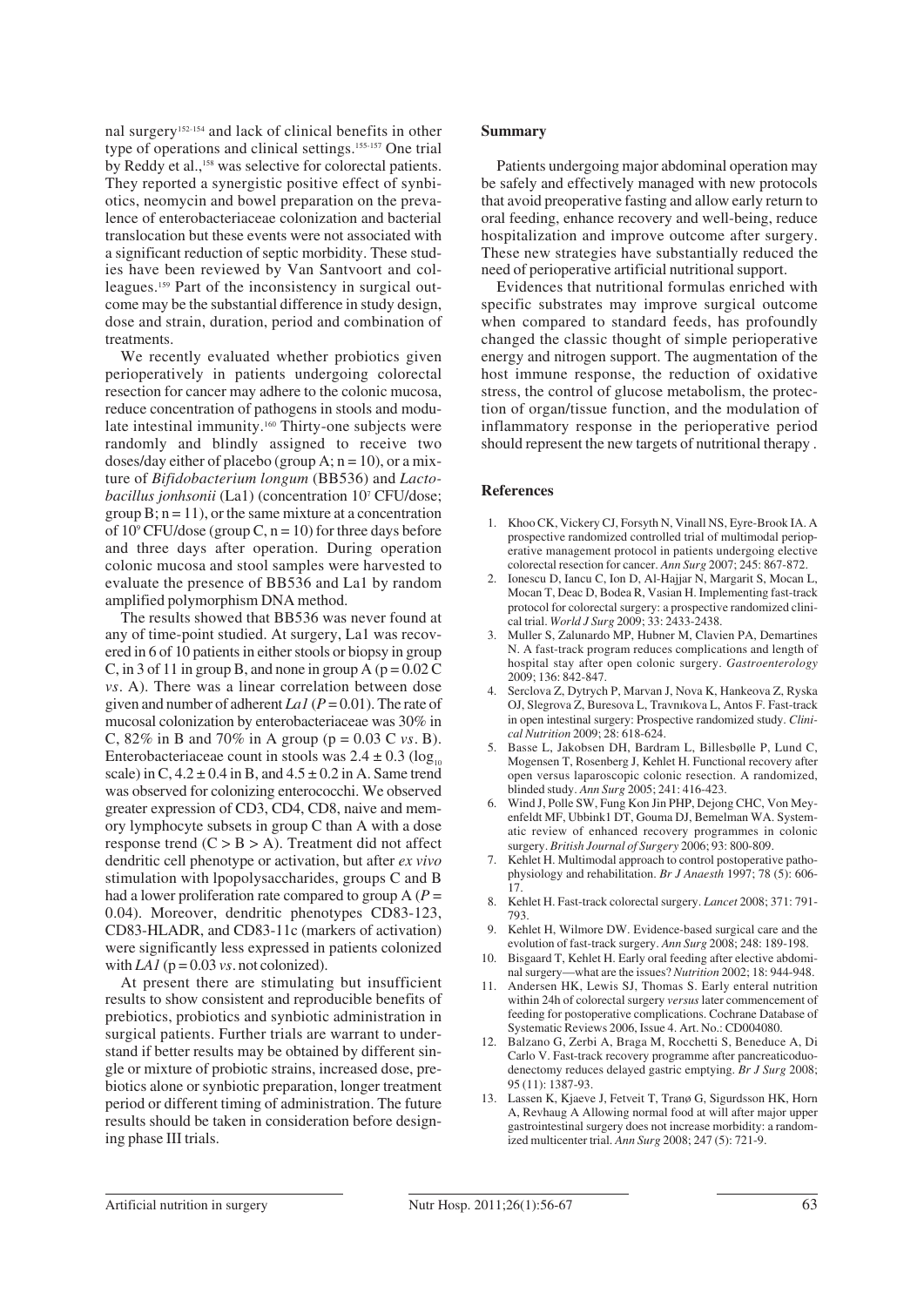nal surgery[152-154] and lack of clinical benefits in other type of operations and clinical settings.[155-157] One trial by Reddy et al.,[158] was selective for colorectal patients. They reported a synergistic positive effect of synbiotics, neomycin and bowel preparation on the prevalence of enterobacteriaceae colonization and bacterial translocation but these events were not associated with a significant reduction of septic morbidity. These studies have been reviewed by Van Santvoort and colleagues.[159] Part of the inconsistency in surgical outcome may be the substantial difference in study design, dose and strain, duration, period and combination of treatments.

We recently evaluated whether probiotics given perioperatively in patients undergoing colorectal resection for cancer may adhere to the colonic mucosa, reduce concentration of pathogens in stools and modulate intestinal immunity.[160] Thirty-one subjects were randomly and blindly assigned to receive two doses/day either of placebo (group A; n = 10), or a mixture of *Bifidobacterium longum* (BB536) and *Lactobacillus jonhsonii* (La1) (concentration $10^7$ CFU/dose; group B; n = 11), or the same mixture at a concentration of $10^9$ CFU/dose (group C, n = 10) for three days before and three days after operation. During operation colonic mucosa and stool samples were harvested to evaluate the presence of BB536 and La1 by random amplified polymorphism DNA method.

The results showed that BB536 was never found at any of time-point studied. At surgery, La1 was recovered in 6 of 10 patients in either stools or biopsy in group C, in 3 of 11 in group B, and none in group A (p = 0.02 C *vs*. A). There was a linear correlation between dose given and number of adherent *La1* ($P = 0.01$). The rate of mucosal colonization by enterobacteriaceae was 30% in C, 82% in B and 70% in A group (p = 0.03 C *vs*. B). Enterobacteriaceae count in stools was $2.4 \pm 0.3$ ($\log_{10}$ scale) in C, $4.2 \pm 0.4$ in B, and $4.5 \pm 0.2$ in A. Same trend was observed for colonizing enterococchi. We observed greater expression of CD3, CD4, CD8, naive and memory lymphocyte subsets in group C than A with a dose response trend (C > B > A). Treatment did not affect dendritic cell phenotype or activation, but after *ex vivo* stimulation with lpopolysaccharides, groups C and B had a lower proliferation rate compared to group A ($P = 0.04$). Moreover, dendritic phenotypes CD83-123, CD83-HLADR, and CD83-11c (markers of activation) were significantly less expressed in patients colonized with *LA1* (p = 0.03 *vs*. not colonized).

At present there are stimulating but insufficient results to show consistent and reproducible benefits of prebiotics, probiotics and synbiotic administration in surgical patients. Further trials are warrant to understand if better results may be obtained by different single or mixture of probiotic strains, increased dose, prebiotics alone or synbiotic preparation, longer treatment period or different timing of administration. The future results should be taken in consideration before designing phase III trials.

## Summary

Patients undergoing major abdominal operation may be safely and effectively managed with new protocols that avoid preoperative fasting and allow early return to oral feeding, enhance recovery and well-being, reduce hospitalization and improve outcome after surgery. These new strategies have substantially reduced the need of perioperative artificial nutritional support.

Evidences that nutritional formulas enriched with specific substrates may improve surgical outcome when compared to standard feeds, has profoundly changed the classic thought of simple perioperative energy and nitrogen support. The augmentation of the host immune response, the reduction of oxidative stress, the control of glucose metabolism, the protection of organ/tissue function, and the modulation of inflammatory response in the perioperative period should represent the new targets of nutritional therapy .

## References

1. Khoo CK, Vickery CJ, Forsyth N, Vinall NS, Eyre-Brook IA. A prospective randomized controlled trial of multimodal perioperative management protocol in patients undergoing elective colorectal resection for cancer. *Ann Surg* 2007; 245: 867-872.
2. Ionescu D, Iancu C, Ion D, Al-Hajjar N, Margarit S, Mocan L, Mocan T, Deac D, Bodea R, Vasian H. Implementing fast-track protocol for colorectal surgery: a prospective randomized clinical trial. *World J Surg* 2009; 33: 2433-2438.
3. Muller S, Zalunardo MP, Hubner M, Clavien PA, Demartines N. A fast-track program reduces complications and length of hospital stay after open colonic surgery. *Gastroenterology* 2009; 136: 842-847.
4. Serclova Z, Dytrych P, Marvan J, Nova K, Hankeova Z, Ryska OJ, Slegrova Z, Buresova L, Travnıkova L, Antos F. Fast-track in open intestinal surgery: Prospective randomized study. *Clinical Nutrition* 2009; 28: 618-624.
5. Basse L, Jakobsen DH, Bardram L, Billesbølle P, Lund C, Mogensen T, Rosenberg J, Kehlet H. Functional recovery after open versus laparoscopic colonic resection. A randomized, blinded study. *Ann Surg* 2005; 241: 416-423.
6. Wind J, Polle SW, Fung Kon Jin PHP, Dejong CHC, Von Meyenfeldt MF, Ubbink1 DT, Gouma DJ, Bemelman WA. Systematic review of enhanced recovery programmes in colonic surgery. *British Journal of Surgery* 2006; 93: 800-809.
7. Kehlet H. Multimodal approach to control postoperative pathophysiology and rehabilitation. *Br J Anaesth* 1997; 78 (5): 606-17.
8. Kehlet H. Fast-track colorectal surgery. *Lancet* 2008; 371: 791-793.
9. Kehlet H, Wilmore DW. Evidence-based surgical care and the evolution of fast-track surgery. *Ann Surg* 2008; 248: 189-198.
10. Bisgaard T, Kehlet H. Early oral feeding after elective abdominal surgery—what are the issues? *Nutrition* 2002; 18: 944-948.
11. Andersen HK, Lewis SJ, Thomas S. Early enteral nutrition within 24h of colorectal surgery *versus* later commencement of feeding for postoperative complications. Cochrane Database of Systematic Reviews 2006, Issue 4. Art. No.: CD004080.
12. Balzano G, Zerbi A, Braga M, Rocchetti S, Beneduce A, Di Carlo V. Fast-track recovery programme after pancreaticoduodenectomy reduces delayed gastric emptying. *Br J Surg* 2008; 95 (11): 1387-93.
13. Lassen K, Kjaeve J, Fetveit T, Tranø G, Sigurdsson HK, Horn A, Revhaug A Allowing normal food at will after major upper gastrointestinal surgery does not increase morbidity: a randomized multicenter trial. *Ann Surg* 2008; 247 (5): 721-9.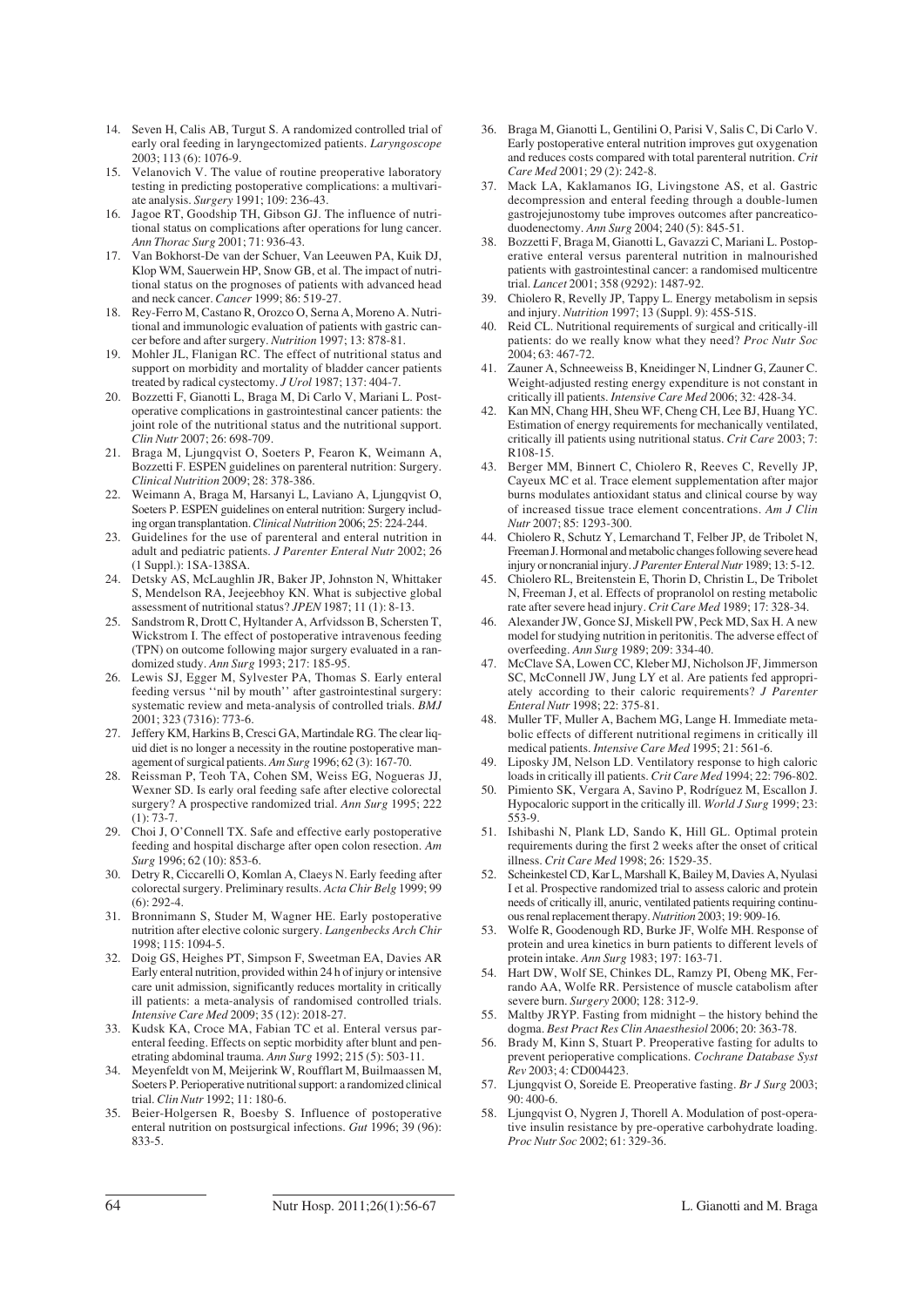14. Seven H, Calis AB, Turgut S. A randomized controlled trial of early oral feeding in laryngectomized patients. *Laryngoscope* 2003; 113 (6): 1076-9.
15. Velanovich V. The value of routine preoperative laboratory testing in predicting postoperative complications: a multivariate analysis. *Surgery* 1991; 109: 236-43.
16. Jagoe RT, Goodship TH, Gibson GJ. The influence of nutritional status on complications after operations for lung cancer. *Ann Thorac Surg* 2001; 71: 936-43.
17. Van Bokhorst-De van der Schuer, Van Leeuwen PA, Kuik DJ, Klop WM, Sauerwein HP, Snow GB, et al. The impact of nutritional status on the prognoses of patients with advanced head and neck cancer. *Cancer* 1999; 86: 519-27.
18. Rey-Ferro M, Castano R, Orozco O, Serna A, Moreno A. Nutritional and immunologic evaluation of patients with gastric cancer before and after surgery. *Nutrition* 1997; 13: 878-81.
19. Mohler JL, Flanigan RC. The effect of nutritional status and support on morbidity and mortality of bladder cancer patients treated by radical cystectomy. *J Urol* 1987; 137: 404-7.
20. Bozzetti F, Gianotti L, Braga M, Di Carlo V, Mariani L. Postoperative complications in gastrointestinal cancer patients: the joint role of the nutritional status and the nutritional support. *Clin Nutr* 2007; 26: 698-709.
21. Braga M, Ljungqvist O, Soeters P, Fearon K, Weimann A, Bozzetti F. ESPEN guidelines on parenteral nutrition: Surgery. *Clinical Nutrition* 2009; 28: 378-386.
22. Weimann A, Braga M, Harsanyi L, Laviano A, Ljungqvist O, Soeters P. ESPEN guidelines on enteral nutrition: Surgery including organ transplantation. *Clinical Nutrition* 2006; 25: 224-244.
23. Guidelines for the use of parenteral and enteral nutrition in adult and pediatric patients. *J Parenter Enteral Nutr* 2002; 26 (1 Suppl.): 1SA-138SA.
24. Detsky AS, McLaughlin JR, Baker JP, Johnston N, Whittaker S, Mendelson RA, Jeejeebhoy KN. What is subjective global assessment of nutritional status? *JPEN* 1987; 11 (1): 8-13.
25. Sandstrom R, Drott C, Hyltander A, Arfvidsson B, Schersten T, Wickstrom I. The effect of postoperative intravenous feeding (TPN) on outcome following major surgery evaluated in a randomized study. *Ann Surg* 1993; 217: 185-95.
26. Lewis SJ, Egger M, Sylvester PA, Thomas S. Early enteral feeding versus ''nil by mouth'' after gastrointestinal surgery: systematic review and meta-analysis of controlled trials. *BMJ* 2001; 323 (7316): 773-6.
27. Jeffery KM, Harkins B, Cresci GA, Martindale RG. The clear liquid diet is no longer a necessity in the routine postoperative management of surgical patients. *Am Surg* 1996; 62 (3): 167-70.
28. Reissman P, Teoh TA, Cohen SM, Weiss EG, Nogueras JJ, Wexner SD. Is early oral feeding safe after elective colorectal surgery? A prospective randomized trial. *Ann Surg* 1995; 222 (1): 73-7.
29. Choi J, O'Connell TX. Safe and effective early postoperative feeding and hospital discharge after open colon resection. *Am Surg* 1996; 62 (10): 853-6.
30. Detry R, Ciccarelli O, Komlan A, Claeys N. Early feeding after colorectal surgery. Preliminary results. *Acta Chir Belg* 1999; 99 (6): 292-4.
31. Bronnimann S, Studer M, Wagner HE. Early postoperative nutrition after elective colonic surgery. *Langenbecks Arch Chir* 1998; 115: 1094-5.
32. Doig GS, Heighes PT, Simpson F, Sweetman EA, Davies AR Early enteral nutrition, provided within 24 h of injury or intensive care unit admission, significantly reduces mortality in critically ill patients: a meta-analysis of randomised controlled trials. *Intensive Care Med* 2009; 35 (12): 2018-27.
33. Kudsk KA, Croce MA, Fabian TC et al. Enteral versus parenteral feeding. Effects on septic morbidity after blunt and penetrating abdominal trauma. *Ann Surg* 1992; 215 (5): 503-11.
34. Meyenfeldt von M, Meijerink W, Roufflart M, Builmaassen M, Soeters P. Perioperative nutritional support: a randomized clinical trial. *Clin Nutr* 1992; 11: 180-6.
35. Beier-Holgersen R, Boesby S. Influence of postoperative enteral nutrition on postsurgical infections. *Gut* 1996; 39 (96): 833-5.
36. Braga M, Gianotti L, Gentilini O, Parisi V, Salis C, Di Carlo V. Early postoperative enteral nutrition improves gut oxygenation and reduces costs compared with total parenteral nutrition. *Crit Care Med* 2001; 29 (2): 242-8.
37. Mack LA, Kaklamanos IG, Livingstone AS, et al. Gastric decompression and enteral feeding through a double-lumen gastrojejunostomy tube improves outcomes after pancreaticoduodenectomy. *Ann Surg* 2004; 240 (5): 845-51.
38. Bozzetti F, Braga M, Gianotti L, Gavazzi C, Mariani L. Postoperative enteral versus parenteral nutrition in malnourished patients with gastrointestinal cancer: a randomised multicentre trial. *Lancet* 2001; 358 (9292): 1487-92.
39. Chiolero R, Revelly JP, Tappy L. Energy metabolism in sepsis and injury. *Nutrition* 1997; 13 (Suppl. 9): 45S-51S.
40. Reid CL. Nutritional requirements of surgical and critically-ill patients: do we really know what they need? *Proc Nutr Soc* 2004; 63: 467-72.
41. Zauner A, Schneeweiss B, Kneidinger N, Lindner G, Zauner C. Weight-adjusted resting energy expenditure is not constant in critically ill patients. *Intensive Care Med* 2006; 32: 428-34.
42. Kan MN, Chang HH, Sheu WF, Cheng CH, Lee BJ, Huang YC. Estimation of energy requirements for mechanically ventilated, critically ill patients using nutritional status. *Crit Care* 2003; 7: R108-15.
43. Berger MM, Binnert C, Chiolero R, Reeves C, Revelly JP, Cayeux MC et al. Trace element supplementation after major burns modulates antioxidant status and clinical course by way of increased tissue trace element concentrations. *Am J Clin Nutr* 2007; 85: 1293-300.
44. Chiolero R, Schutz Y, Lemarchand T, Felber JP, de Tribolet N, Freeman J. Hormonal and metabolic changes following severe head injury or noncranial injury. *J Parenter Enteral Nutr* 1989; 13: 5-12.
45. Chiolero RL, Breitenstein E, Thorin D, Christin L, De Tribolet N, Freeman J, et al. Effects of propranolol on resting metabolic rate after severe head injury. *Crit Care Med* 1989; 17: 328-34.
46. Alexander JW, Gonce SJ, Miskell PW, Peck MD, Sax H. A new model for studying nutrition in peritonitis. The adverse effect of overfeeding. *Ann Surg* 1989; 209: 334-40.
47. McClave SA, Lowen CC, Kleber MJ, Nicholson JF, Jimmerson SC, McConnell JW, Jung LY et al. Are patients fed appropriately according to their caloric requirements? *J Parenter Enteral Nutr* 1998; 22: 375-81.
48. Muller TF, Muller A, Bachem MG, Lange H. Immediate metabolic effects of different nutritional regimens in critically ill medical patients. *Intensive Care Med* 1995; 21: 561-6.
49. Liposky JM, Nelson LD. Ventilatory response to high caloric loads in critically ill patients. *Crit Care Med* 1994; 22: 796-802.
50. Pimiento SK, Vergara A, Savino P, Rodríguez M, Escallon J. Hypocaloric support in the critically ill. *World J Surg* 1999; 23: 553-9.
51. Ishibashi N, Plank LD, Sando K, Hill GL. Optimal protein requirements during the first 2 weeks after the onset of critical illness. *Crit Care Med* 1998; 26: 1529-35.
52. Scheinkestel CD, Kar L, Marshall K, Bailey M, Davies A, Nyulasi I et al. Prospective randomized trial to assess caloric and protein needs of critically ill, anuric, ventilated patients requiring continuous renal replacement therapy. *Nutrition* 2003; 19: 909-16.
53. Wolfe R, Goodenough RD, Burke JF, Wolfe MH. Response of protein and urea kinetics in burn patients to different levels of protein intake. *Ann Surg* 1983; 197: 163-71.
54. Hart DW, Wolf SE, Chinkes DL, Ramzy PI, Obeng MK, Ferrando AA, Wolfe RR. Persistence of muscle catabolism after severe burn. *Surgery* 2000; 128: 312-9.
55. Maltby JRYP. Fasting from midnight – the history behind the dogma. *Best Pract Res Clin Anaesthesiol* 2006; 20: 363-78.
56. Brady M, Kinn S, Stuart P. Preoperative fasting for adults to prevent perioperative complications. *Cochrane Database Syst Rev* 2003; 4: CD004423.
57. Ljungqvist O, Soreide E. Preoperative fasting. *Br J Surg* 2003; 90: 400-6.
58. Ljungqvist O, Nygren J, Thorell A. Modulation of post-operative insulin resistance by pre-operative carbohydrate loading. *Proc Nutr Soc* 2002; 61: 329-36.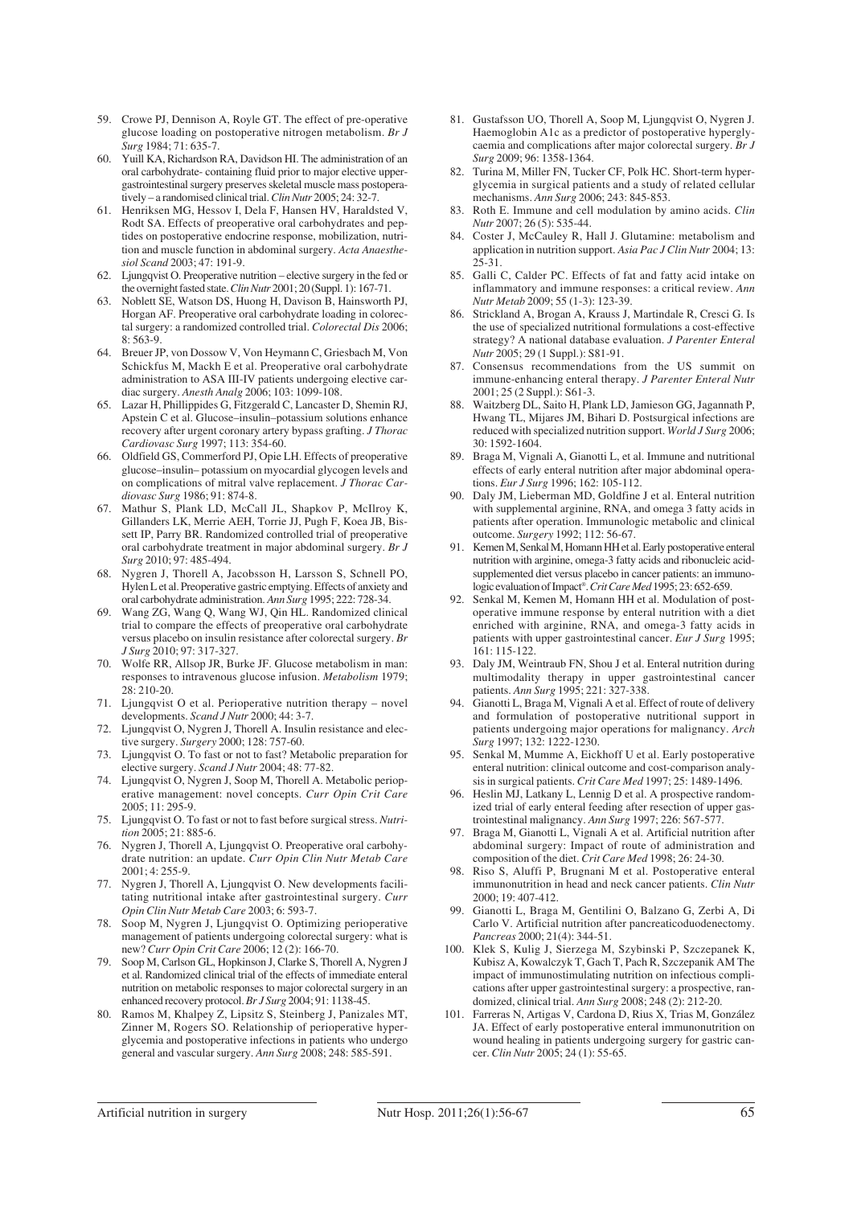59. Crowe PJ, Dennison A, Royle GT. The effect of pre-operative glucose loading on postoperative nitrogen metabolism. *Br J Surg* 1984; 71: 635-7.
60. Yuill KA, Richardson RA, Davidson HI. The administration of an oral carbohydrate- containing fluid prior to major elective upper-gastrointestinal surgery preserves skeletal muscle mass postoperatively – a randomised clinical trial. *Clin Nutr* 2005; 24: 32-7.
61. Henriksen MG, Hessov I, Dela F, Hansen HV, Haraldsted V, Rodt SA. Effects of preoperative oral carbohydrates and peptides on postoperative endocrine response, mobilization, nutrition and muscle function in abdominal surgery. *Acta Anaesthesiol Scand* 2003; 47: 191-9.
62. Ljungqvist O. Preoperative nutrition – elective surgery in the fed or the overnight fasted state. *Clin Nutr* 2001; 20 (Suppl. 1): 167-71.
63. Noblett SE, Watson DS, Huong H, Davison B, Hainsworth PJ, Horgan AF. Preoperative oral carbohydrate loading in colorectal surgery: a randomized controlled trial. *Colorectal Dis* 2006; 8: 563-9.
64. Breuer JP, von Dossow V, Von Heymann C, Griesbach M, Von Schickfus M, Mackh E et al. Preoperative oral carbohydrate administration to ASA III-IV patients undergoing elective cardiac surgery. *Anesth Analg* 2006; 103: 1099-108.
65. Lazar H, Phillippides G, Fitzgerald C, Lancaster D, Shemin RJ, Apstein C et al. Glucose–insulin–potassium solutions enhance recovery after urgent coronary artery bypass grafting. *J Thorac Cardiovasc Surg* 1997; 113: 354-60.
66. Oldfield GS, Commerford PJ, Opie LH. Effects of preoperative glucose–insulin– potassium on myocardial glycogen levels and on complications of mitral valve replacement. *J Thorac Cardiovasc Surg* 1986; 91: 874-8.
67. Mathur S, Plank LD, McCall JL, Shapkov P, McIlroy K, Gillanders LK, Merrie AEH, Torrie JJ, Pugh F, Koea JB, Bissett IP, Parry BR. Randomized controlled trial of preoperative oral carbohydrate treatment in major abdominal surgery. *Br J Surg* 2010; 97: 485-494.
68. Nygren J, Thorell A, Jacobsson H, Larsson S, Schnell PO, Hylen L et al. Preoperative gastric emptying. Effects of anxiety and oral carbohydrate administration. *Ann Surg* 1995; 222: 728-34.
69. Wang ZG, Wang Q, Wang WJ, Qin HL. Randomized clinical trial to compare the effects of preoperative oral carbohydrate versus placebo on insulin resistance after colorectal surgery. *Br J Surg* 2010; 97: 317-327.
70. Wolfe RR, Allsop JR, Burke JF. Glucose metabolism in man: responses to intravenous glucose infusion. *Metabolism* 1979; 28: 210-20.
71. Ljungqvist O et al. Perioperative nutrition therapy – novel developments. *Scand J Nutr* 2000; 44: 3-7.
72. Ljungqvist O, Nygren J, Thorell A. Insulin resistance and elective surgery. *Surgery* 2000; 128: 757-60.
73. Ljungqvist O. To fast or not to fast? Metabolic preparation for elective surgery. *Scand J Nutr* 2004; 48: 77-82.
74. Ljungqvist O, Nygren J, Soop M, Thorell A. Metabolic perioperative management: novel concepts. *Curr Opin Crit Care* 2005; 11: 295-9.
75. Ljungqvist O. To fast or not to fast before surgical stress. *Nutrition* 2005; 21: 885-6.
76. Nygren J, Thorell A, Ljungqvist O. Preoperative oral carbohydrate nutrition: an update. *Curr Opin Clin Nutr Metab Care* 2001; 4: 255-9.
77. Nygren J, Thorell A, Ljungqvist O. New developments facilitating nutritional intake after gastrointestinal surgery. *Curr Opin Clin Nutr Metab Care* 2003; 6: 593-7.
78. Soop M, Nygren J, Ljungqvist O. Optimizing perioperative management of patients undergoing colorectal surgery: what is new? *Curr Opin Crit Care* 2006; 12 (2): 166-70.
79. Soop M, Carlson GL, Hopkinson J, Clarke S, Thorell A, Nygren J et al. Randomized clinical trial of the effects of immediate enteral nutrition on metabolic responses to major colorectal surgery in an enhanced recovery protocol. *Br J Surg* 2004; 91: 1138-45.
80. Ramos M, Khalpey Z, Lipsitz S, Steinberg J, Panizales MT, Zinner M, Rogers SO. Relationship of perioperative hyperglycemia and postoperative infections in patients who undergo general and vascular surgery. *Ann Surg* 2008; 248: 585-591.
81. Gustafsson UO, Thorell A, Soop M, Ljungqvist O, Nygren J. Haemoglobin A1c as a predictor of postoperative hyperglycaemia and complications after major colorectal surgery. *Br J Surg* 2009; 96: 1358-1364.
82. Turina M, Miller FN, Tucker CF, Polk HC. Short-term hyperglycemia in surgical patients and a study of related cellular mechanisms. *Ann Surg* 2006; 243: 845-853.
83. Roth E. Immune and cell modulation by amino acids. *Clin Nutr* 2007; 26 (5): 535-44.
84. Coster J, McCauley R, Hall J. Glutamine: metabolism and application in nutrition support. *Asia Pac J Clin Nutr* 2004; 13: 25-31.
85. Galli C, Calder PC. Effects of fat and fatty acid intake on inflammatory and immune responses: a critical review. *Ann Nutr Metab* 2009; 55 (1-3): 123-39.
86. Strickland A, Brogan A, Krauss J, Martindale R, Cresci G. Is the use of specialized nutritional formulations a cost-effective strategy? A national database evaluation. *J Parenter Enteral Nutr* 2005; 29 (1 Suppl.): S81-91.
87. Consensus recommendations from the US summit on immune-enhancing enteral therapy. *J Parenter Enteral Nutr* 2001; 25 (2 Suppl.): S61-3.
88. Waitzberg DL, Saito H, Plank LD, Jamieson GG, Jagannath P, Hwang TL, Mijares JM, Bihari D. Postsurgical infections are reduced with specialized nutrition support. *World J Surg* 2006; 30: 1592-1604.
89. Braga M, Vignali A, Gianotti L, et al. Immune and nutritional effects of early enteral nutrition after major abdominal operations. *Eur J Surg* 1996; 162: 105-112.
90. Daly JM, Lieberman MD, Goldfine J et al. Enteral nutrition with supplemental arginine, RNA, and omega 3 fatty acids in patients after operation. Immunologic metabolic and clinical outcome. *Surgery* 1992; 112: 56-67.
91. Kemen M, Senkal M, Homann HH et al. Early postoperative enteral nutrition with arginine, omega-3 fatty acids and ribonucleic acid-supplemented diet versus placebo in cancer patients: an immunologic evaluation of Impact®. *Crit Care Med* 1995; 23: 652-659.
92. Senkal M, Kemen M, Homann HH et al. Modulation of postoperative immune response by enteral nutrition with a diet enriched with arginine, RNA, and omega-3 fatty acids in patients with upper gastrointestinal cancer. *Eur J Surg* 1995; 161: 115-122.
93. Daly JM, Weintraub FN, Shou J et al. Enteral nutrition during multimodality therapy in upper gastrointestinal cancer patients. *Ann Surg* 1995; 221: 327-338.
94. Gianotti L, Braga M, Vignali A et al. Effect of route of delivery and formulation of postoperative nutritional support in patients undergoing major operations for malignancy. *Arch Surg* 1997; 132: 1222-1230.
95. Senkal M, Mumme A, Eickhoff U et al. Early postoperative enteral nutrition: clinical outcome and cost-comparison analysis in surgical patients. *Crit Care Med* 1997; 25: 1489-1496.
96. Heslin MJ, Latkany L, Lennig D et al. A prospective randomized trial of early enteral feeding after resection of upper gastrointestinal malignancy. *Ann Surg* 1997; 226: 567-577.
97. Braga M, Gianotti L, Vignali A et al. Artificial nutrition after abdominal surgery: Impact of route of administration and composition of the diet. *Crit Care Med* 1998; 26: 24-30.
98. Riso S, Aluffi P, Brugnani M et al. Postoperative enteral immunonutrition in head and neck cancer patients. *Clin Nutr* 2000; 19: 407-412.
99. Gianotti L, Braga M, Gentilini O, Balzano G, Zerbi A, Di Carlo V. Artificial nutrition after pancreaticoduodenectomy. *Pancreas* 2000; 21(4): 344-51.
100. Klek S, Kulig J, Sierzega M, Szybinski P, Szczepanek K, Kubisz A, Kowalczyk T, Gach T, Pach R, Szczepanik AM The impact of immunostimulating nutrition on infectious complications after upper gastrointestinal surgery: a prospective, randomized, clinical trial. *Ann Surg* 2008; 248 (2): 212-20.
101. Farreras N, Artigas V, Cardona D, Rius X, Trias M, González JA. Effect of early postoperative enteral immunonutrition on wound healing in patients undergoing surgery for gastric cancer. *Clin Nutr* 2005; 24 (1): 55-65.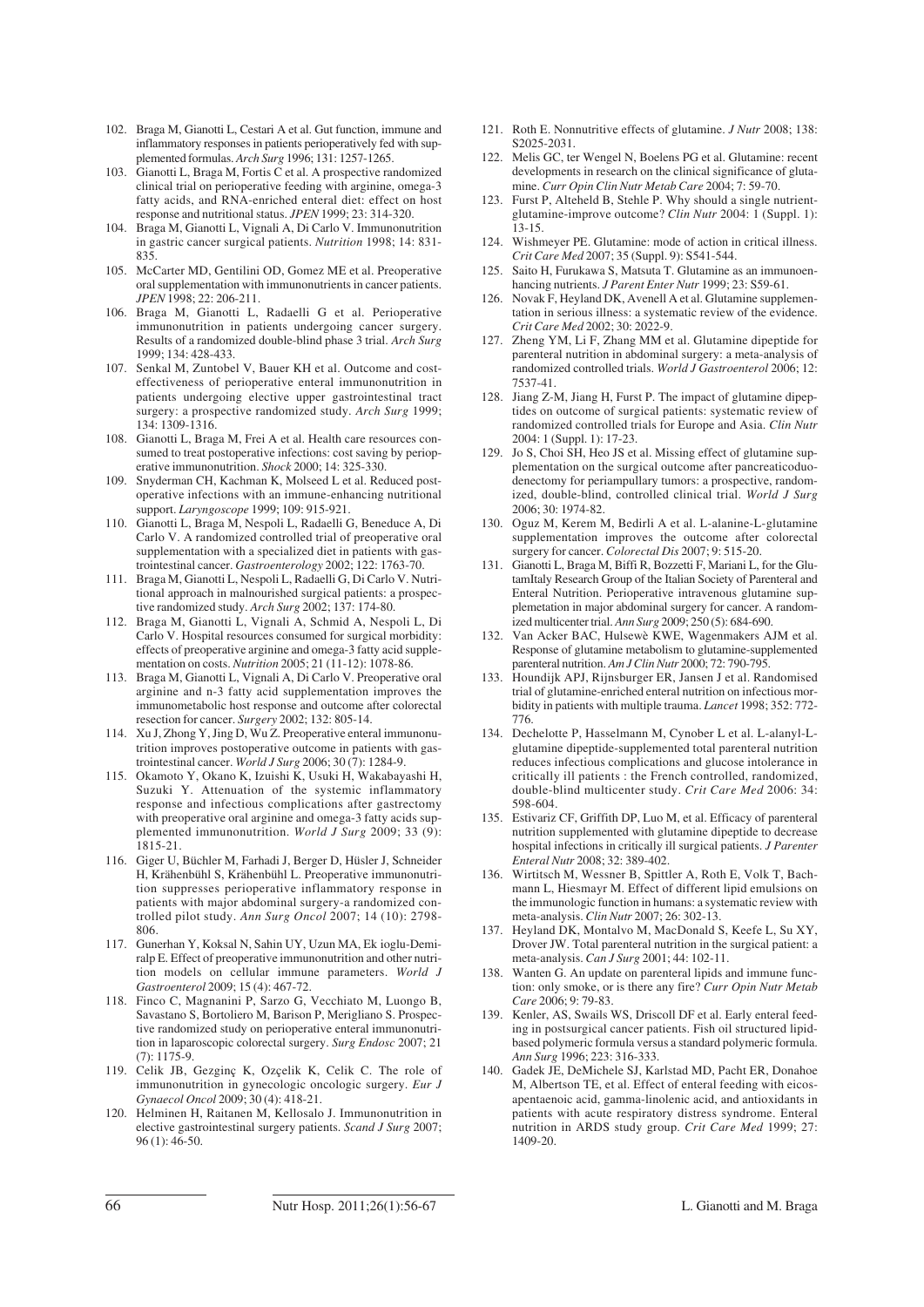102. Braga M, Gianotti L, Cestari A et al. Gut function, immune and inflammatory responses in patients perioperatively fed with supplemented formulas. *Arch Surg* 1996; 131: 1257-1265.
103. Gianotti L, Braga M, Fortis C et al. A prospective randomized clinical trial on perioperative feeding with arginine, omega-3 fatty acids, and RNA-enriched enteral diet: effect on host response and nutritional status. *JPEN* 1999; 23: 314-320.
104. Braga M, Gianotti L, Vignali A, Di Carlo V. Immunonutrition in gastric cancer surgical patients. *Nutrition* 1998; 14: 831-835.
105. McCarter MD, Gentilini OD, Gomez ME et al. Preoperative oral supplementation with immunonutrients in cancer patients. *JPEN* 1998; 22: 206-211.
106. Braga M, Gianotti L, Radaelli G et al. Perioperative immunonutrition in patients undergoing cancer surgery. Results of a randomized double-blind phase 3 trial. *Arch Surg* 1999; 134: 428-433.
107. Senkal M, Zuntobel V, Bauer KH et al. Outcome and cost-effectiveness of perioperative enteral immunonutrition in patients undergoing elective upper gastrointestinal tract surgery: a prospective randomized study. *Arch Surg* 1999; 134: 1309-1316.
108. Gianotti L, Braga M, Frei A et al. Health care resources consumed to treat postoperative infections: cost saving by perioperative immunonutrition. *Shock* 2000; 14: 325-330.
109. Snyderman CH, Kachman K, Molseed L et al. Reduced postoperative infections with an immune-enhancing nutritional support. *Laryngoscope* 1999; 109: 915-921.
110. Gianotti L, Braga M, Nespoli L, Radaelli G, Beneduce A, Di Carlo V. A randomized controlled trial of preoperative oral supplementation with a specialized diet in patients with gastrointestinal cancer. *Gastroenterology* 2002; 122: 1763-70.
111. Braga M, Gianotti L, Nespoli L, Radaelli G, Di Carlo V. Nutritional approach in malnourished surgical patients: a prospective randomized study. *Arch Surg* 2002; 137: 174-80.
112. Braga M, Gianotti L, Vignali A, Schmid A, Nespoli L, Di Carlo V. Hospital resources consumed for surgical morbidity: effects of preoperative arginine and omega-3 fatty acid supplementation on costs. *Nutrition* 2005; 21 (11-12): 1078-86.
113. Braga M, Gianotti L, Vignali A, Di Carlo V. Preoperative oral arginine and n-3 fatty acid supplementation improves the immunometabolic host response and outcome after colorectal resection for cancer. *Surgery* 2002; 132: 805-14.
114. Xu J, Zhong Y, Jing D, Wu Z. Preoperative enteral immunonutrition improves postoperative outcome in patients with gastrointestinal cancer. *World J Surg* 2006; 30 (7): 1284-9.
115. Okamoto Y, Okano K, Izuishi K, Usuki H, Wakabayashi H, Suzuki Y. Attenuation of the systemic inflammatory response and infectious complications after gastrectomy with preoperative oral arginine and omega-3 fatty acids supplemented immunonutrition. *World J Surg* 2009; 33 (9): 1815-21.
116. Giger U, Büchler M, Farhadi J, Berger D, Hüsler J, Schneider H, Krähenbühl S, Krähenbühl L. Preoperative immunonutrition suppresses perioperative inflammatory response in patients with major abdominal surgery-a randomized controlled pilot study. *Ann Surg Oncol* 2007; 14 (10): 2798-806.
117. Gunerhan Y, Koksal N, Sahin UY, Uzun MA, Ek ioglu-Demiralp E. Effect of preoperative immunonutrition and other nutrition models on cellular immune parameters. *World J Gastroenterol* 2009; 15 (4): 467-72.
118. Finco C, Magnanini P, Sarzo G, Vecchiato M, Luongo B, Savastano S, Bortoliero M, Barison P, Merigliano S. Prospective randomized study on perioperative enteral immunonutrition in laparoscopic colorectal surgery. *Surg Endosc* 2007; 21 (7): 1175-9.
119. Celik JB, Gezginç K, Ozçelik K, Celik C. The role of immunonutrition in gynecologic oncologic surgery. *Eur J Gynaecol Oncol* 2009; 30 (4): 418-21.
120. Helminen H, Raitanen M, Kellosalo J. Immunonutrition in elective gastrointestinal surgery patients. *Scand J Surg* 2007; 96 (1): 46-50.
121. Roth E. Nonnutritive effects of glutamine. *J Nutr* 2008; 138: S2025-2031.
122. Melis GC, ter Wengel N, Boelens PG et al. Glutamine: recent developments in research on the clinical significance of glutamine. *Curr Opin Clin Nutr Metab Care* 2004; 7: 59-70.
123. Furst P, Alteheld B, Stehle P. Why should a single nutrient-glutamine-improve outcome? *Clin Nutr* 2004: 1 (Suppl. 1): 13-15.
124. Wishmeyer PE. Glutamine: mode of action in critical illness. *Crit Care Med* 2007; 35 (Suppl. 9): S541-544.
125. Saito H, Furukawa S, Matsuta T. Glutamine as an immunoenhancing nutrients. *J Parent Enter Nutr* 1999; 23: S59-61.
126. Novak F, Heyland DK, Avenell A et al. Glutamine supplementation in serious illness: a systematic review of the evidence. *Crit Care Med* 2002; 30: 2022-9.
127. Zheng YM, Li F, Zhang MM et al. Glutamine dipeptide for parenteral nutrition in abdominal surgery: a meta-analysis of randomized controlled trials. *World J Gastroenterol* 2006; 12: 7537-41.
128. Jiang Z-M, Jiang H, Furst P. The impact of glutamine dipeptides on outcome of surgical patients: systematic review of randomized controlled trials for Europe and Asia. *Clin Nutr* 2004: 1 (Suppl. 1): 17-23.
129. Jo S, Choi SH, Heo JS et al. Missing effect of glutamine supplementation on the surgical outcome after pancreaticoduodenectomy for periampullary tumors: a prospective, randomized, double-blind, controlled clinical trial. *World J Surg* 2006; 30: 1974-82.
130. Oguz M, Kerem M, Bedirli A et al. L-alanine-L-glutamine supplementation improves the outcome after colorectal surgery for cancer. *Colorectal Dis* 2007; 9: 515-20.
131. Gianotti L, Braga M, Biffi R, Bozzetti F, Mariani L, for the GlutamItaly Research Group of the Italian Society of Parenteral and Enteral Nutrition. Perioperative intravenous glutamine supplemetation in major abdominal surgery for cancer. A randomized multicenter trial. *Ann Surg* 2009; 250 (5): 684-690.
132. Van Acker BAC, Hulsewè KWE, Wagenmakers AJM et al. Response of glutamine metabolism to glutamine-supplemented parenteral nutrition. *Am J Clin Nutr* 2000; 72: 790-795.
133. Houndijk APJ, Rijnsburger ER, Jansen J et al. Randomised trial of glutamine-enriched enteral nutrition on infectious morbidity in patients with multiple trauma. *Lancet* 1998; 352: 772-776.
134. Dechelotte P, Hasselmann M, Cynober L et al. L-alanyl-L-glutamine dipeptide-supplemented total parenteral nutrition reduces infectious complications and glucose intolerance in critically ill patients : the French controlled, randomized, double-blind multicenter study. *Crit Care Med* 2006: 34: 598-604.
135. Estivariz CF, Griffith DP, Luo M, et al. Efficacy of parenteral nutrition supplemented with glutamine dipeptide to decrease hospital infections in critically ill surgical patients. *J Parenter Enteral Nutr* 2008; 32: 389-402.
136. Wirtitsch M, Wessner B, Spittler A, Roth E, Volk T, Bachmann L, Hiesmayr M. Effect of different lipid emulsions on the immunologic function in humans: a systematic review with meta-analysis. *Clin Nutr* 2007; 26: 302-13.
137. Heyland DK, Montalvo M, MacDonald S, Keefe L, Su XY, Drover JW. Total parenteral nutrition in the surgical patient: a meta-analysis. *Can J Surg* 2001; 44: 102-11.
138. Wanten G. An update on parenteral lipids and immune function: only smoke, or is there any fire? *Curr Opin Nutr Metab Care* 2006; 9: 79-83.
139. Kenler, AS, Swails WS, Driscoll DF et al. Early enteral feeding in postsurgical cancer patients. Fish oil structured lipid-based polymeric formula versus a standard polymeric formula. *Ann Surg* 1996; 223: 316-333.
140. Gadek JE, DeMichele SJ, Karlstad MD, Pacht ER, Donahoe M, Albertson TE, et al. Effect of enteral feeding with eicosapentaenoic acid, gamma-linolenic acid, and antioxidants in patients with acute respiratory distress syndrome. Enteral nutrition in ARDS study group. *Crit Care Med* 1999; 27: 1409-20.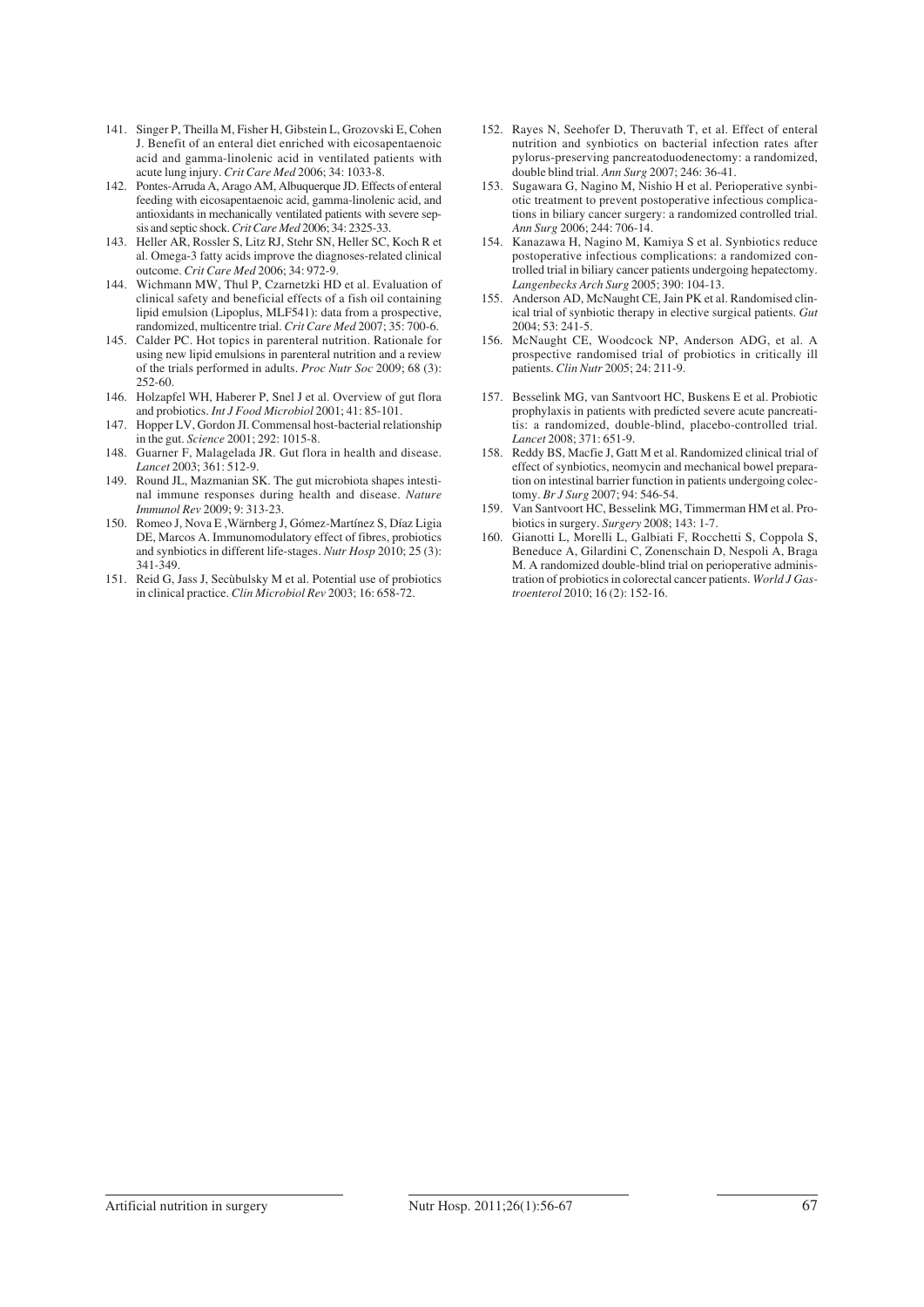141. Singer P, Theilla M, Fisher H, Gibstein L, Grozovski E, Cohen J. Benefit of an enteral diet enriched with eicosapentaenoic acid and gamma-linolenic acid in ventilated patients with acute lung injury. *Crit Care Med* 2006; 34: 1033-8.
142. Pontes-Arruda A, Arago AM, Albuquerque JD. Effects of enteral feeding with eicosapentaenoic acid, gamma-linolenic acid, and antioxidants in mechanically ventilated patients with severe sepsis and septic shock. *Crit Care Med* 2006; 34: 2325-33.
143. Heller AR, Rossler S, Litz RJ, Stehr SN, Heller SC, Koch R et al. Omega-3 fatty acids improve the diagnoses-related clinical outcome. *Crit Care Med* 2006; 34: 972-9.
144. Wichmann MW, Thul P, Czarnetzki HD et al. Evaluation of clinical safety and beneficial effects of a fish oil containing lipid emulsion (Lipoplus, MLF541): data from a prospective, randomized, multicentre trial. *Crit Care Med* 2007; 35: 700-6.
145. Calder PC. Hot topics in parenteral nutrition. Rationale for using new lipid emulsions in parenteral nutrition and a review of the trials performed in adults. *Proc Nutr Soc* 2009; 68 (3): 252-60.
146. Holzapfel WH, Haberer P, Snel J et al. Overview of gut flora and probiotics. *Int J Food Microbiol* 2001; 41: 85-101.
147. Hopper LV, Gordon JI. Commensal host-bacterial relationship in the gut. *Science* 2001; 292: 1015-8.
148. Guarner F, Malagelada JR. Gut flora in health and disease. *Lancet* 2003; 361: 512-9.
149. Round JL, Mazmanian SK. The gut microbiota shapes intestinal immune responses during health and disease. *Nature Immunol Rev* 2009; 9: 313-23.
150. Romeo J, Nova E ,Wärnberg J, Gómez-Martínez S, Díaz Ligia DE, Marcos A. Immunomodulatory effect of fibres, probiotics and synbiotics in different life-stages. *Nutr Hosp* 2010; 25 (3): 341-349.
151. Reid G, Jass J, Secùbulsky M et al. Potential use of probiotics in clinical practice. *Clin Microbiol Rev* 2003; 16: 658-72.
152. Rayes N, Seehofer D, Theruvath T, et al. Effect of enteral nutrition and synbiotics on bacterial infection rates after pylorus-preserving pancreatoduodenectomy: a randomized, double blind trial. *Ann Surg* 2007; 246: 36-41.
153. Sugawara G, Nagino M, Nishio H et al. Perioperative synbiotic treatment to prevent postoperative infectious complications in biliary cancer surgery: a randomized controlled trial. *Ann Surg* 2006; 244: 706-14.
154. Kanazawa H, Nagino M, Kamiya S et al. Synbiotics reduce postoperative infectious complications: a randomized controlled trial in biliary cancer patients undergoing hepatectomy. *Langenbecks Arch Surg* 2005; 390: 104-13.
155. Anderson AD, McNaught CE, Jain PK et al. Randomised clinical trial of synbiotic therapy in elective surgical patients. *Gut* 2004; 53: 241-5.
156. McNaught CE, Woodcock NP, Anderson ADG, et al. A prospective randomised trial of probiotics in critically ill patients. *Clin Nutr* 2005; 24: 211-9.
157. Besselink MG, van Santvoort HC, Buskens E et al. Probiotic prophylaxis in patients with predicted severe acute pancreatitis: a randomized, double-blind, placebo-controlled trial. *Lancet* 2008; 371: 651-9.
158. Reddy BS, Macfie J, Gatt M et al. Randomized clinical trial of effect of synbiotics, neomycin and mechanical bowel preparation on intestinal barrier function in patients undergoing colectomy. *Br J Surg* 2007; 94: 546-54.
159. Van Santvoort HC, Besselink MG, Timmerman HM et al. Probiotics in surgery. *Surgery* 2008; 143: 1-7.
160. Gianotti L, Morelli L, Galbiati F, Rocchetti S, Coppola S, Beneduce A, Gilardini C, Zonenschain D, Nespoli A, Braga M. A randomized double-blind trial on perioperative administration of probiotics in colorectal cancer patients. *World J Gastroenterol* 2010; 16 (2): 152-16.